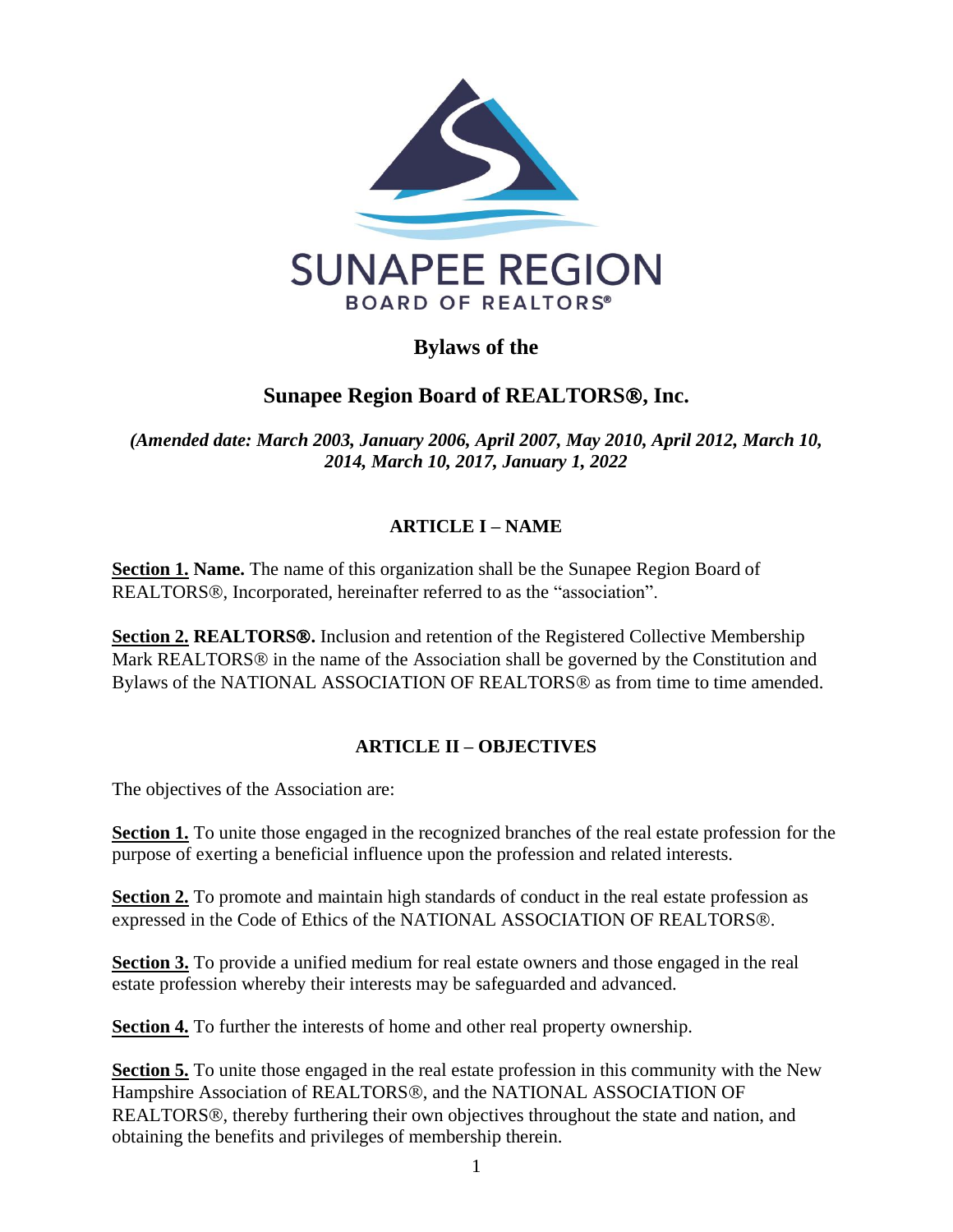SUNAPEE REGION

BOARD OF REALTORS®

# Bylaws of the

# Sunapee Region Board of REALTORS®, Inc.

*(Amended date: March 2003, January 2006, April 2007, May 2010, April 2012, March 10, 2014, March 10, 2017, January 1, 2022*

## ARTICLE I – NAME

**Section 1. Name.** The name of this organization shall be the Sunapee Region Board of REALTORS®, Incorporated, hereinafter referred to as the "association".

**Section 2. REALTORS®.** Inclusion and retention of the Registered Collective Membership Mark REALTORS® in the name of the Association shall be governed by the Constitution and Bylaws of the NATIONAL ASSOCIATION OF REALTORS® as from time to time amended.

## ARTICLE II – OBJECTIVES

The objectives of the Association are:

**Section 1.** To unite those engaged in the recognized branches of the real estate profession for the purpose of exerting a beneficial influence upon the profession and related interests.

**Section 2.** To promote and maintain high standards of conduct in the real estate profession as expressed in the Code of Ethics of the NATIONAL ASSOCIATION OF REALTORS®.

**Section 3.** To provide a unified medium for real estate owners and those engaged in the real estate profession whereby their interests may be safeguarded and advanced.

**Section 4.** To further the interests of home and other real property ownership.

**Section 5.** To unite those engaged in the real estate profession in this community with the New Hampshire Association of REALTORS®, and the NATIONAL ASSOCIATION OF REALTORS®, thereby furthering their own objectives throughout the state and nation, and obtaining the benefits and privileges of membership therein.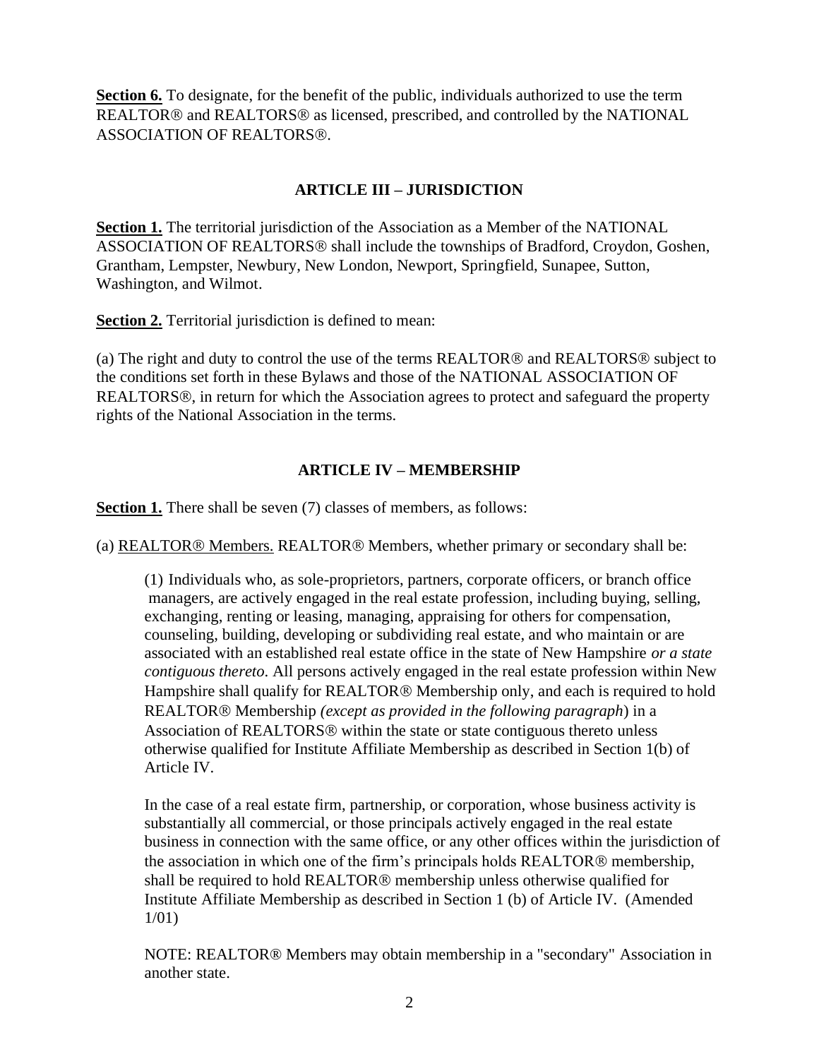**Section 6.** To designate, for the benefit of the public, individuals authorized to use the term REALTOR® and REALTORS® as licensed, prescribed, and controlled by the NATIONAL ASSOCIATION OF REALTORS®.

## ARTICLE III – JURISDICTION

**Section 1.** The territorial jurisdiction of the Association as a Member of the NATIONAL ASSOCIATION OF REALTORS® shall include the townships of Bradford, Croydon, Goshen, Grantham, Lempster, Newbury, New London, Newport, Springfield, Sunapee, Sutton, Washington, and Wilmot.

**Section 2.** Territorial jurisdiction is defined to mean:

(a) The right and duty to control the use of the terms REALTOR® and REALTORS® subject to the conditions set forth in these Bylaws and those of the NATIONAL ASSOCIATION OF REALTORS®, in return for which the Association agrees to protect and safeguard the property rights of the National Association in the terms.

## ARTICLE IV – MEMBERSHIP

**Section 1.** There shall be seven (7) classes of members, as follows:

(a) REALTOR® Members. REALTOR® Members, whether primary or secondary shall be:

> (1) Individuals who, as sole-proprietors, partners, corporate officers, or branch office managers, are actively engaged in the real estate profession, including buying, selling, exchanging, renting or leasing, managing, appraising for others for compensation, counseling, building, developing or subdividing real estate, and who maintain or are associated with an established real estate office in the state of New Hampshire *or a state contiguous thereto*. All persons actively engaged in the real estate profession within New Hampshire shall qualify for REALTOR® Membership only, and each is required to hold REALTOR® Membership *(except as provided in the following paragraph*) in a Association of REALTORS® within the state or state contiguous thereto unless otherwise qualified for Institute Affiliate Membership as described in Section 1(b) of Article IV.
>
> In the case of a real estate firm, partnership, or corporation, whose business activity is substantially all commercial, or those principals actively engaged in the real estate business in connection with the same office, or any other offices within the jurisdiction of the association in which one of the firm's principals holds REALTOR® membership, shall be required to hold REALTOR® membership unless otherwise qualified for Institute Affiliate Membership as described in Section 1 (b) of Article IV. (Amended 1/01)
>
> NOTE: REALTOR® Members may obtain membership in a "secondary" Association in another state.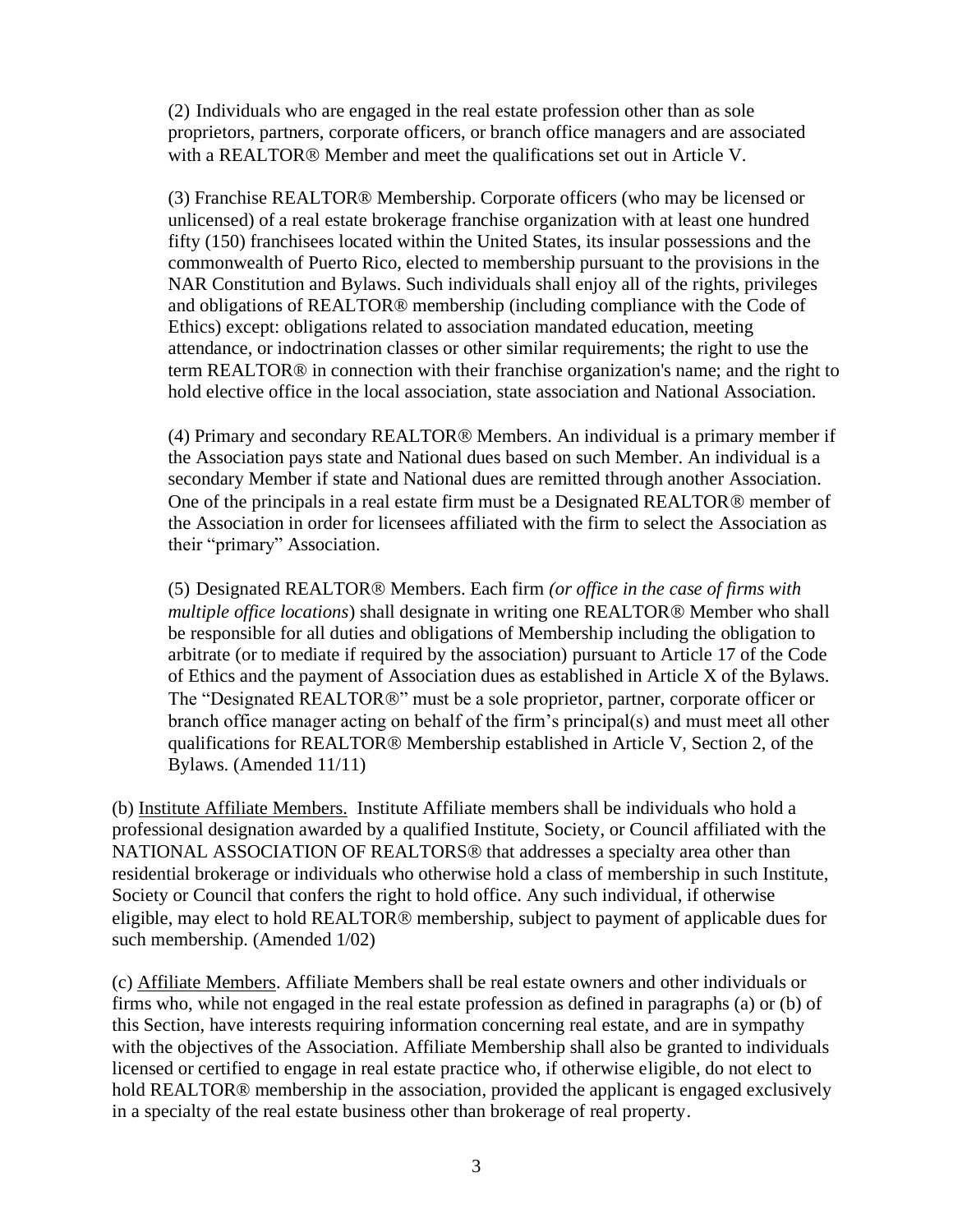(2) Individuals who are engaged in the real estate profession other than as sole proprietors, partners, corporate officers, or branch office managers and are associated with a REALTOR® Member and meet the qualifications set out in Article V.

(3) Franchise REALTOR® Membership. Corporate officers (who may be licensed or unlicensed) of a real estate brokerage franchise organization with at least one hundred fifty (150) franchisees located within the United States, its insular possessions and the commonwealth of Puerto Rico, elected to membership pursuant to the provisions in the NAR Constitution and Bylaws. Such individuals shall enjoy all of the rights, privileges and obligations of REALTOR® membership (including compliance with the Code of Ethics) except: obligations related to association mandated education, meeting attendance, or indoctrination classes or other similar requirements; the right to use the term REALTOR® in connection with their franchise organization's name; and the right to hold elective office in the local association, state association and National Association.

(4) Primary and secondary REALTOR® Members. An individual is a primary member if the Association pays state and National dues based on such Member. An individual is a secondary Member if state and National dues are remitted through another Association. One of the principals in a real estate firm must be a Designated REALTOR® member of the Association in order for licensees affiliated with the firm to select the Association as their "primary" Association.

(5) Designated REALTOR® Members. Each firm *(or office in the case of firms with multiple office locations*) shall designate in writing one REALTOR® Member who shall be responsible for all duties and obligations of Membership including the obligation to arbitrate (or to mediate if required by the association) pursuant to Article 17 of the Code of Ethics and the payment of Association dues as established in Article X of the Bylaws. The "Designated REALTOR®" must be a sole proprietor, partner, corporate officer or branch office manager acting on behalf of the firm's principal(s) and must meet all other qualifications for REALTOR® Membership established in Article V, Section 2, of the Bylaws. (Amended 11/11)

(b) Institute Affiliate Members. Institute Affiliate members shall be individuals who hold a professional designation awarded by a qualified Institute, Society, or Council affiliated with the NATIONAL ASSOCIATION OF REALTORS® that addresses a specialty area other than residential brokerage or individuals who otherwise hold a class of membership in such Institute, Society or Council that confers the right to hold office. Any such individual, if otherwise eligible, may elect to hold REALTOR® membership, subject to payment of applicable dues for such membership. (Amended 1/02)

(c) Affiliate Members. Affiliate Members shall be real estate owners and other individuals or firms who, while not engaged in the real estate profession as defined in paragraphs (a) or (b) of this Section, have interests requiring information concerning real estate, and are in sympathy with the objectives of the Association. Affiliate Membership shall also be granted to individuals licensed or certified to engage in real estate practice who, if otherwise eligible, do not elect to hold REALTOR® membership in the association, provided the applicant is engaged exclusively in a specialty of the real estate business other than brokerage of real property.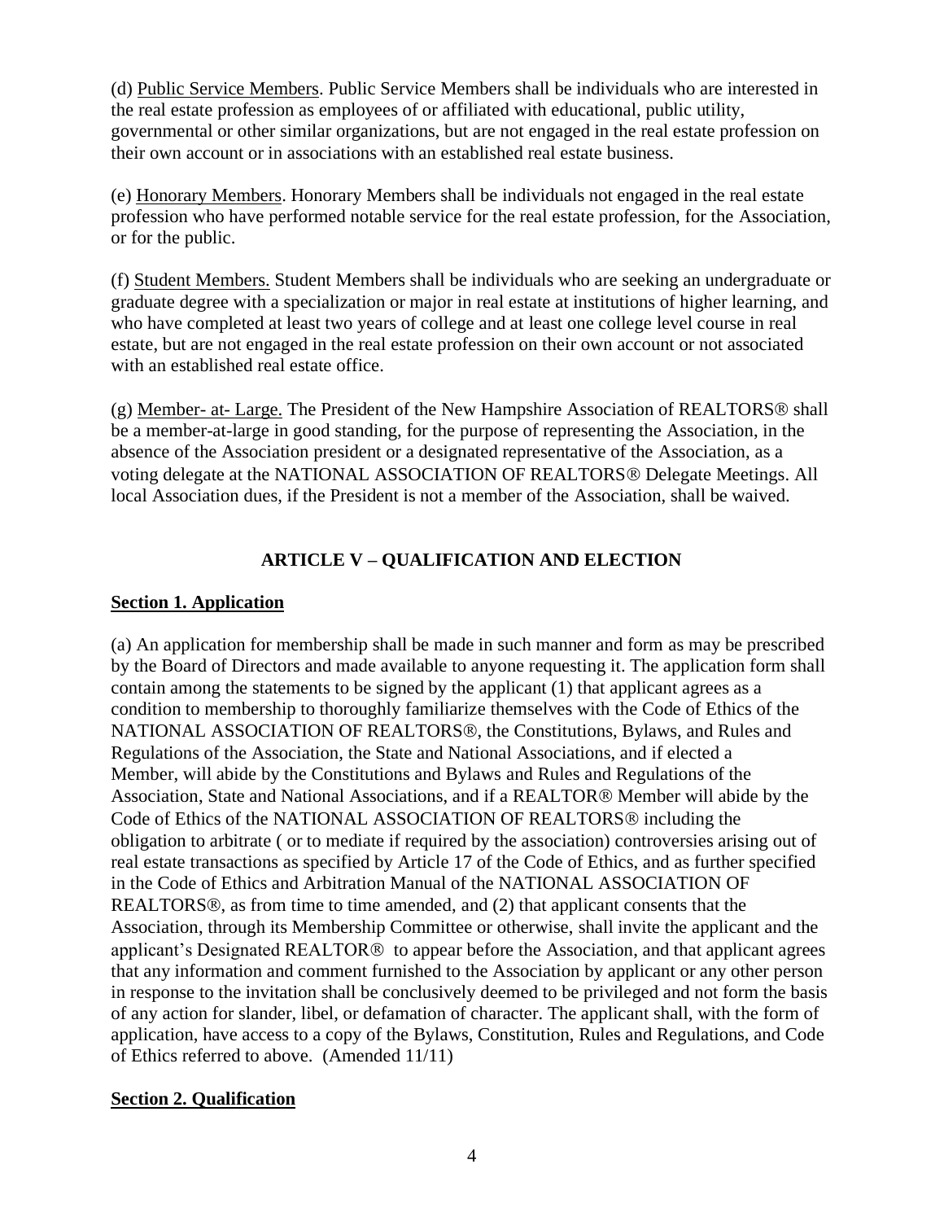(d) Public Service Members. Public Service Members shall be individuals who are interested in the real estate profession as employees of or affiliated with educational, public utility, governmental or other similar organizations, but are not engaged in the real estate profession on their own account or in associations with an established real estate business.

(e) Honorary Members. Honorary Members shall be individuals not engaged in the real estate profession who have performed notable service for the real estate profession, for the Association, or for the public.

(f) Student Members. Student Members shall be individuals who are seeking an undergraduate or graduate degree with a specialization or major in real estate at institutions of higher learning, and who have completed at least two years of college and at least one college level course in real estate, but are not engaged in the real estate profession on their own account or not associated with an established real estate office.

(g) Member- at- Large. The President of the New Hampshire Association of REALTORS® shall be a member-at-large in good standing, for the purpose of representing the Association, in the absence of the Association president or a designated representative of the Association, as a voting delegate at the NATIONAL ASSOCIATION OF REALTORS® Delegate Meetings. All local Association dues, if the President is not a member of the Association, shall be waived.

## ARTICLE V – QUALIFICATION AND ELECTION

### Section 1. Application

(a) An application for membership shall be made in such manner and form as may be prescribed by the Board of Directors and made available to anyone requesting it. The application form shall contain among the statements to be signed by the applicant (1) that applicant agrees as a condition to membership to thoroughly familiarize themselves with the Code of Ethics of the NATIONAL ASSOCIATION OF REALTORS®, the Constitutions, Bylaws, and Rules and Regulations of the Association, the State and National Associations, and if elected a Member, will abide by the Constitutions and Bylaws and Rules and Regulations of the Association, State and National Associations, and if a REALTOR® Member will abide by the Code of Ethics of the NATIONAL ASSOCIATION OF REALTORS® including the obligation to arbitrate ( or to mediate if required by the association) controversies arising out of real estate transactions as specified by Article 17 of the Code of Ethics, and as further specified in the Code of Ethics and Arbitration Manual of the NATIONAL ASSOCIATION OF REALTORS®, as from time to time amended, and (2) that applicant consents that the Association, through its Membership Committee or otherwise, shall invite the applicant and the applicant's Designated REALTOR® to appear before the Association, and that applicant agrees that any information and comment furnished to the Association by applicant or any other person in response to the invitation shall be conclusively deemed to be privileged and not form the basis of any action for slander, libel, or defamation of character. The applicant shall, with the form of application, have access to a copy of the Bylaws, Constitution, Rules and Regulations, and Code of Ethics referred to above. (Amended 11/11)

### Section 2. Qualification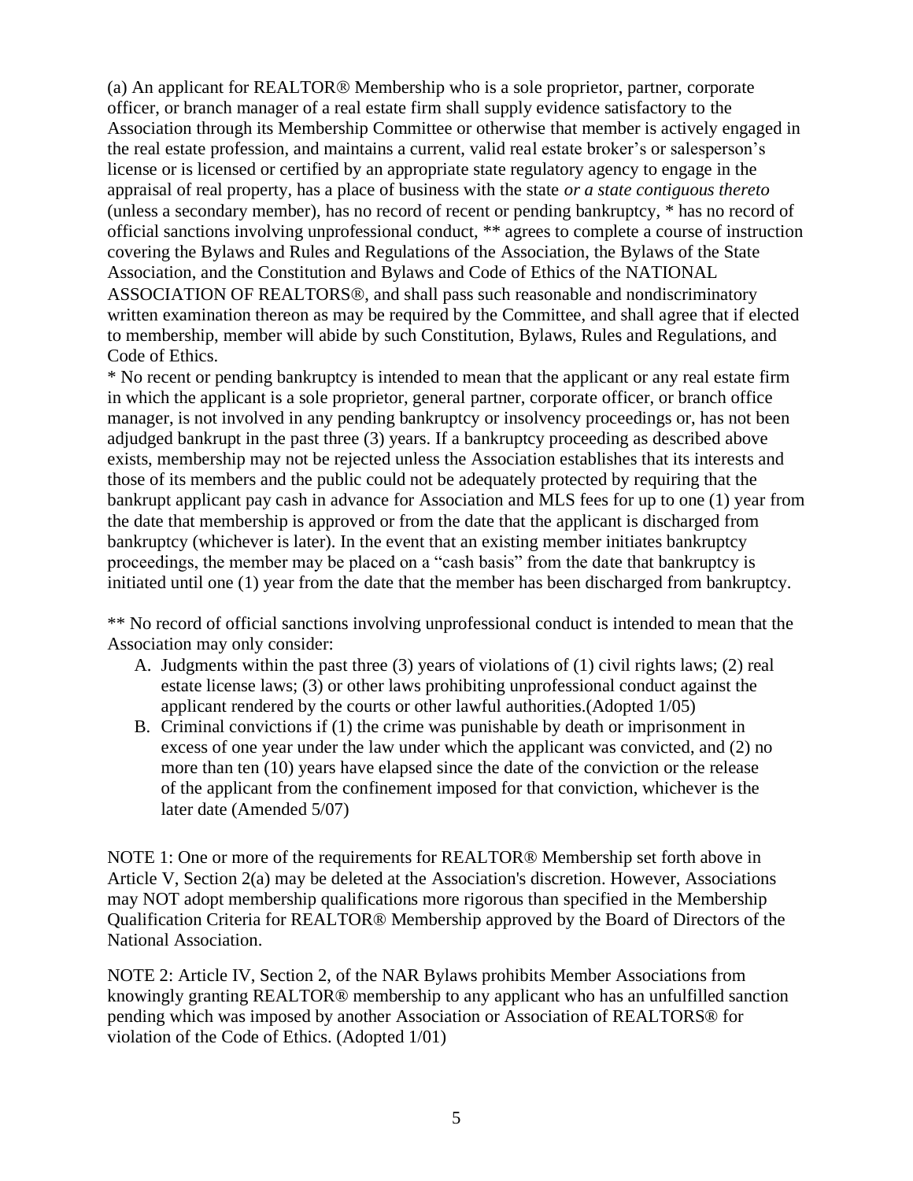(a) An applicant for REALTOR® Membership who is a sole proprietor, partner, corporate officer, or branch manager of a real estate firm shall supply evidence satisfactory to the Association through its Membership Committee or otherwise that member is actively engaged in the real estate profession, and maintains a current, valid real estate broker's or salesperson's license or is licensed or certified by an appropriate state regulatory agency to engage in the appraisal of real property, has a place of business with the state *or a state contiguous thereto* (unless a secondary member), has no record of recent or pending bankruptcy, * has no record of official sanctions involving unprofessional conduct, ** agrees to complete a course of instruction covering the Bylaws and Rules and Regulations of the Association, the Bylaws of the State Association, and the Constitution and Bylaws and Code of Ethics of the NATIONAL ASSOCIATION OF REALTORS®, and shall pass such reasonable and nondiscriminatory written examination thereon as may be required by the Committee, and shall agree that if elected to membership, member will abide by such Constitution, Bylaws, Rules and Regulations, and Code of Ethics.

* No recent or pending bankruptcy is intended to mean that the applicant or any real estate firm in which the applicant is a sole proprietor, general partner, corporate officer, or branch office manager, is not involved in any pending bankruptcy or insolvency proceedings or, has not been adjudged bankrupt in the past three (3) years. If a bankruptcy proceeding as described above exists, membership may not be rejected unless the Association establishes that its interests and those of its members and the public could not be adequately protected by requiring that the bankrupt applicant pay cash in advance for Association and MLS fees for up to one (1) year from the date that membership is approved or from the date that the applicant is discharged from bankruptcy (whichever is later). In the event that an existing member initiates bankruptcy proceedings, the member may be placed on a "cash basis" from the date that bankruptcy is initiated until one (1) year from the date that the member has been discharged from bankruptcy.

** No record of official sanctions involving unprofessional conduct is intended to mean that the Association may only consider:

A. Judgments within the past three (3) years of violations of (1) civil rights laws; (2) real estate license laws; (3) or other laws prohibiting unprofessional conduct against the applicant rendered by the courts or other lawful authorities.(Adopted 1/05)
B. Criminal convictions if (1) the crime was punishable by death or imprisonment in excess of one year under the law under which the applicant was convicted, and (2) no more than ten (10) years have elapsed since the date of the conviction or the release of the applicant from the confinement imposed for that conviction, whichever is the later date (Amended 5/07)

NOTE 1: One or more of the requirements for REALTOR® Membership set forth above in Article V, Section 2(a) may be deleted at the Association's discretion. However, Associations may NOT adopt membership qualifications more rigorous than specified in the Membership Qualification Criteria for REALTOR® Membership approved by the Board of Directors of the National Association.

NOTE 2: Article IV, Section 2, of the NAR Bylaws prohibits Member Associations from knowingly granting REALTOR® membership to any applicant who has an unfulfilled sanction pending which was imposed by another Association or Association of REALTORS® for violation of the Code of Ethics. (Adopted 1/01)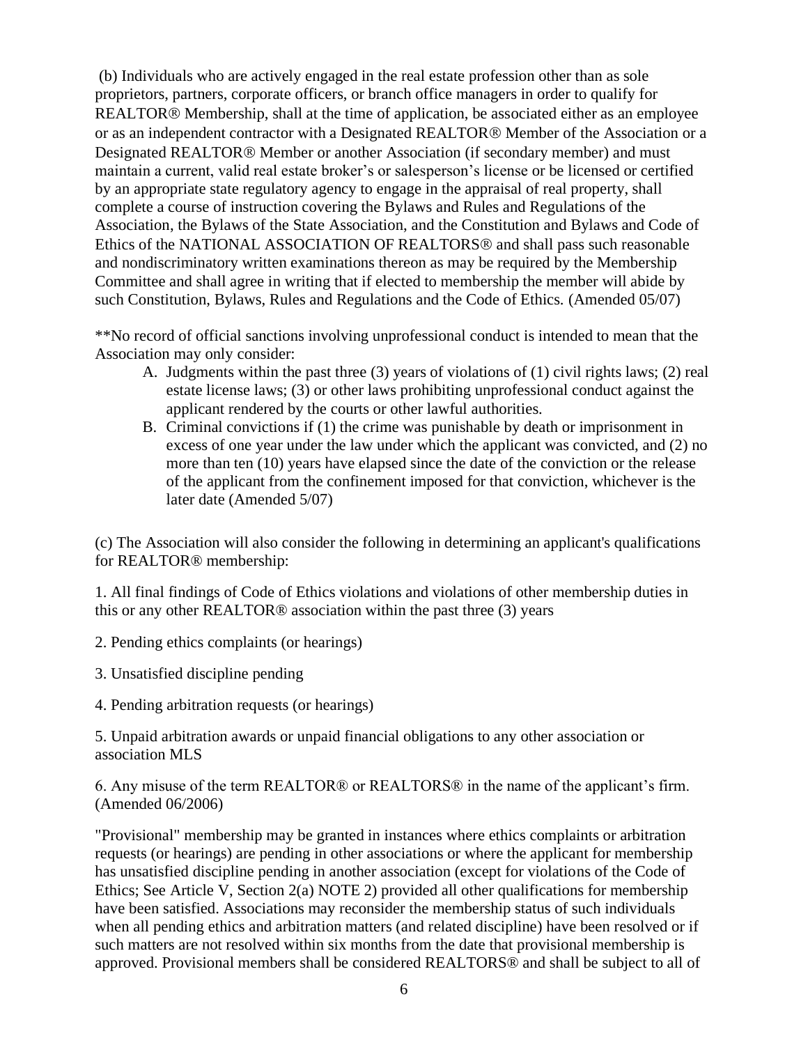(b) Individuals who are actively engaged in the real estate profession other than as sole proprietors, partners, corporate officers, or branch office managers in order to qualify for REALTOR® Membership, shall at the time of application, be associated either as an employee or as an independent contractor with a Designated REALTOR® Member of the Association or a Designated REALTOR® Member or another Association (if secondary member) and must maintain a current, valid real estate broker's or salesperson's license or be licensed or certified by an appropriate state regulatory agency to engage in the appraisal of real property, shall complete a course of instruction covering the Bylaws and Rules and Regulations of the Association, the Bylaws of the State Association, and the Constitution and Bylaws and Code of Ethics of the NATIONAL ASSOCIATION OF REALTORS® and shall pass such reasonable and nondiscriminatory written examinations thereon as may be required by the Membership Committee and shall agree in writing that if elected to membership the member will abide by such Constitution, Bylaws, Rules and Regulations and the Code of Ethics. (Amended 05/07)

**No record of official sanctions involving unprofessional conduct is intended to mean that the Association may only consider:

A. Judgments within the past three (3) years of violations of (1) civil rights laws; (2) real estate license laws; (3) or other laws prohibiting unprofessional conduct against the applicant rendered by the courts or other lawful authorities.
B. Criminal convictions if (1) the crime was punishable by death or imprisonment in excess of one year under the law under which the applicant was convicted, and (2) no more than ten (10) years have elapsed since the date of the conviction or the release of the applicant from the confinement imposed for that conviction, whichever is the later date (Amended 5/07)

(c) The Association will also consider the following in determining an applicant's qualifications for REALTOR® membership:

1. All final findings of Code of Ethics violations and violations of other membership duties in this or any other REALTOR® association within the past three (3) years

2. Pending ethics complaints (or hearings)

3. Unsatisfied discipline pending

4. Pending arbitration requests (or hearings)

5. Unpaid arbitration awards or unpaid financial obligations to any other association or association MLS

6. Any misuse of the term REALTOR® or REALTORS® in the name of the applicant's firm. (Amended 06/2006)

"Provisional" membership may be granted in instances where ethics complaints or arbitration requests (or hearings) are pending in other associations or where the applicant for membership has unsatisfied discipline pending in another association (except for violations of the Code of Ethics; See Article V, Section 2(a) NOTE 2) provided all other qualifications for membership have been satisfied. Associations may reconsider the membership status of such individuals when all pending ethics and arbitration matters (and related discipline) have been resolved or if such matters are not resolved within six months from the date that provisional membership is approved. Provisional members shall be considered REALTORS® and shall be subject to all of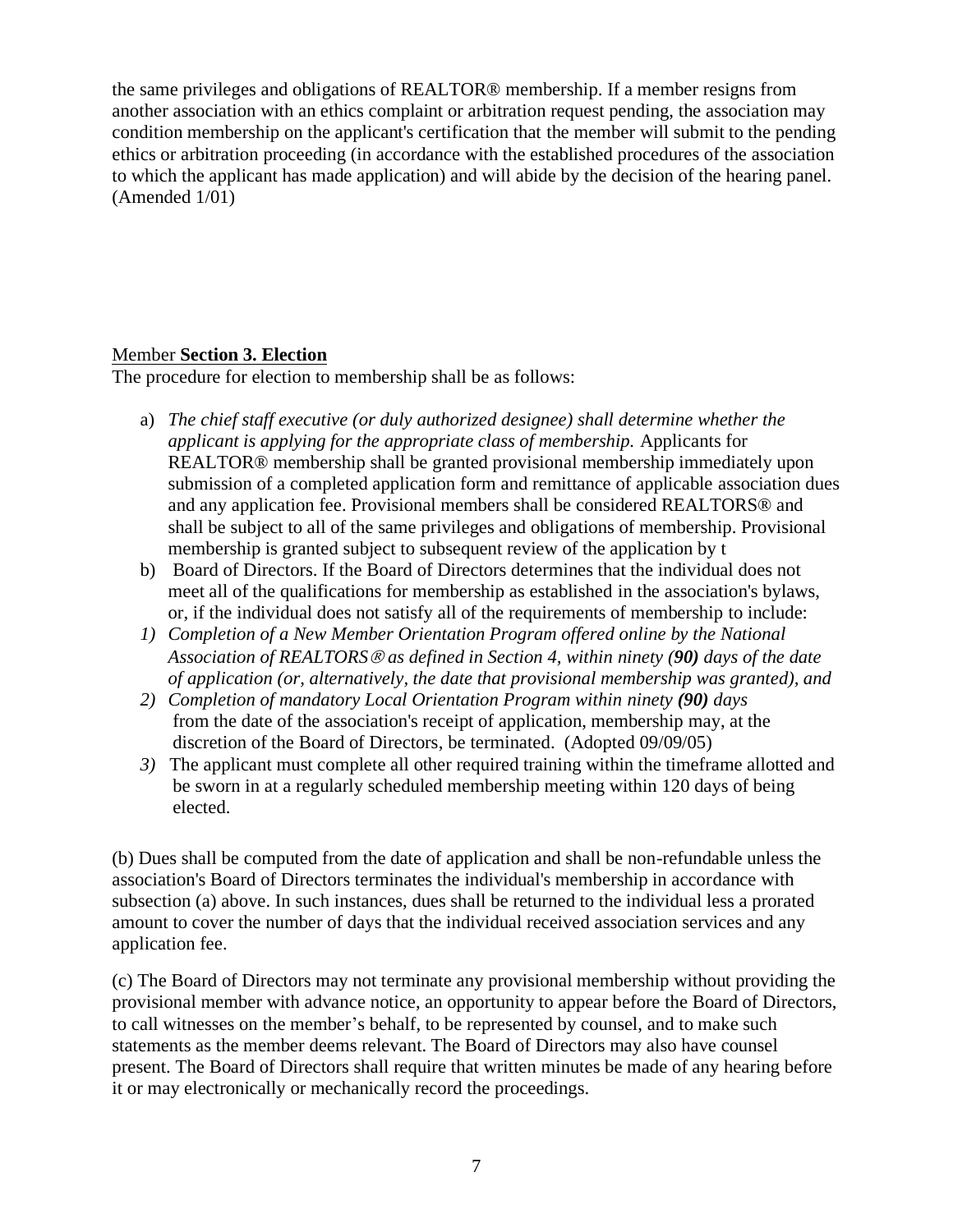the same privileges and obligations of REALTOR® membership. If a member resigns from another association with an ethics complaint or arbitration request pending, the association may condition membership on the applicant's certification that the member will submit to the pending ethics or arbitration proceeding (in accordance with the established procedures of the association to which the applicant has made application) and will abide by the decision of the hearing panel. (Amended 1/01)

<u>Member **Section 3. Election**</u>

The procedure for election to membership shall be as follows:

a) *The chief staff executive (or duly authorized designee) shall determine whether the applicant is applying for the appropriate class of membership.* Applicants for REALTOR® membership shall be granted provisional membership immediately upon submission of a completed application form and remittance of applicable association dues and any application fee. Provisional members shall be considered REALTORS® and shall be subject to all of the same privileges and obligations of membership. Provisional membership is granted subject to subsequent review of the application by t

b) Board of Directors. If the Board of Directors determines that the individual does not meet all of the qualifications for membership as established in the association's bylaws, or, if the individual does not satisfy all of the requirements of membership to include:

1) *Completion of a New Member Orientation Program offered online by the National Association of REALTORS® as defined in Section 4, within ninety (**90**) days of the date of application (or, alternatively, the date that provisional membership was granted), and*

2) *Completion of mandatory Local Orientation Program within ninety **(90)** days* from the date of the association's receipt of application, membership may, at the discretion of the Board of Directors, be terminated. (Adopted 09/09/05)

3) The applicant must complete all other required training within the timeframe allotted and be sworn in at a regularly scheduled membership meeting within 120 days of being elected.

(b) Dues shall be computed from the date of application and shall be non-refundable unless the association's Board of Directors terminates the individual's membership in accordance with subsection (a) above. In such instances, dues shall be returned to the individual less a prorated amount to cover the number of days that the individual received association services and any application fee.

(c) The Board of Directors may not terminate any provisional membership without providing the provisional member with advance notice, an opportunity to appear before the Board of Directors, to call witnesses on the member's behalf, to be represented by counsel, and to make such statements as the member deems relevant. The Board of Directors may also have counsel present. The Board of Directors shall require that written minutes be made of any hearing before it or may electronically or mechanically record the proceedings.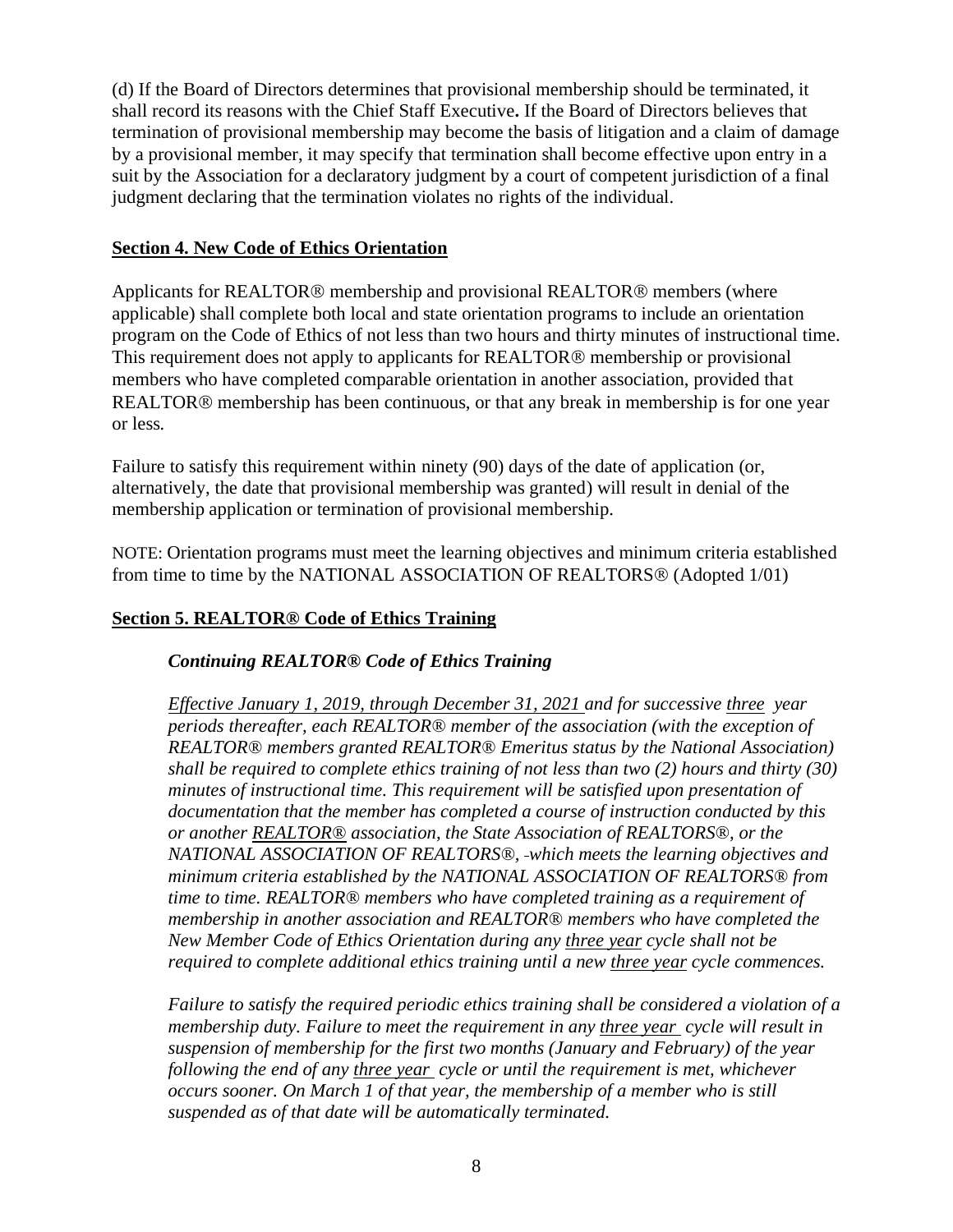(d) If the Board of Directors determines that provisional membership should be terminated, it shall record its reasons with the Chief Staff Executive**.** If the Board of Directors believes that termination of provisional membership may become the basis of litigation and a claim of damage by a provisional member, it may specify that termination shall become effective upon entry in a suit by the Association for a declaratory judgment by a court of competent jurisdiction of a final judgment declaring that the termination violates no rights of the individual.

## Section 4. New Code of Ethics Orientation

Applicants for REALTOR® membership and provisional REALTOR® members (where applicable) shall complete both local and state orientation programs to include an orientation program on the Code of Ethics of not less than two hours and thirty minutes of instructional time. This requirement does not apply to applicants for REALTOR® membership or provisional members who have completed comparable orientation in another association, provided that REALTOR® membership has been continuous, or that any break in membership is for one year or less.

Failure to satisfy this requirement within ninety (90) days of the date of application (or, alternatively, the date that provisional membership was granted) will result in denial of the membership application or termination of provisional membership.

NOTE: Orientation programs must meet the learning objectives and minimum criteria established from time to time by the NATIONAL ASSOCIATION OF REALTORS® (Adopted 1/01)

## Section 5. REALTOR® Code of Ethics Training

### *Continuing REALTOR® Code of Ethics Training*

*Effective January 1, 2019, through December 31, 2021 and for successive three year periods thereafter, each REALTOR® member of the association (with the exception of REALTOR® members granted REALTOR® Emeritus status by the National Association) shall be required to complete ethics training of not less than two (2) hours and thirty (30) minutes of instructional time. This requirement will be satisfied upon presentation of documentation that the member has completed a course of instruction conducted by this or another REALTOR® association, the State Association of REALTORS®, or the NATIONAL ASSOCIATION OF REALTORS®, which meets the learning objectives and minimum criteria established by the NATIONAL ASSOCIATION OF REALTORS® from time to time. REALTOR® members who have completed training as a requirement of membership in another association and REALTOR® members who have completed the New Member Code of Ethics Orientation during any three year cycle shall not be required to complete additional ethics training until a new three year cycle commences.*

*Failure to satisfy the required periodic ethics training shall be considered a violation of a membership duty. Failure to meet the requirement in any three year cycle will result in suspension of membership for the first two months (January and February) of the year following the end of any three year cycle or until the requirement is met, whichever occurs sooner. On March 1 of that year, the membership of a member who is still suspended as of that date will be automatically terminated.*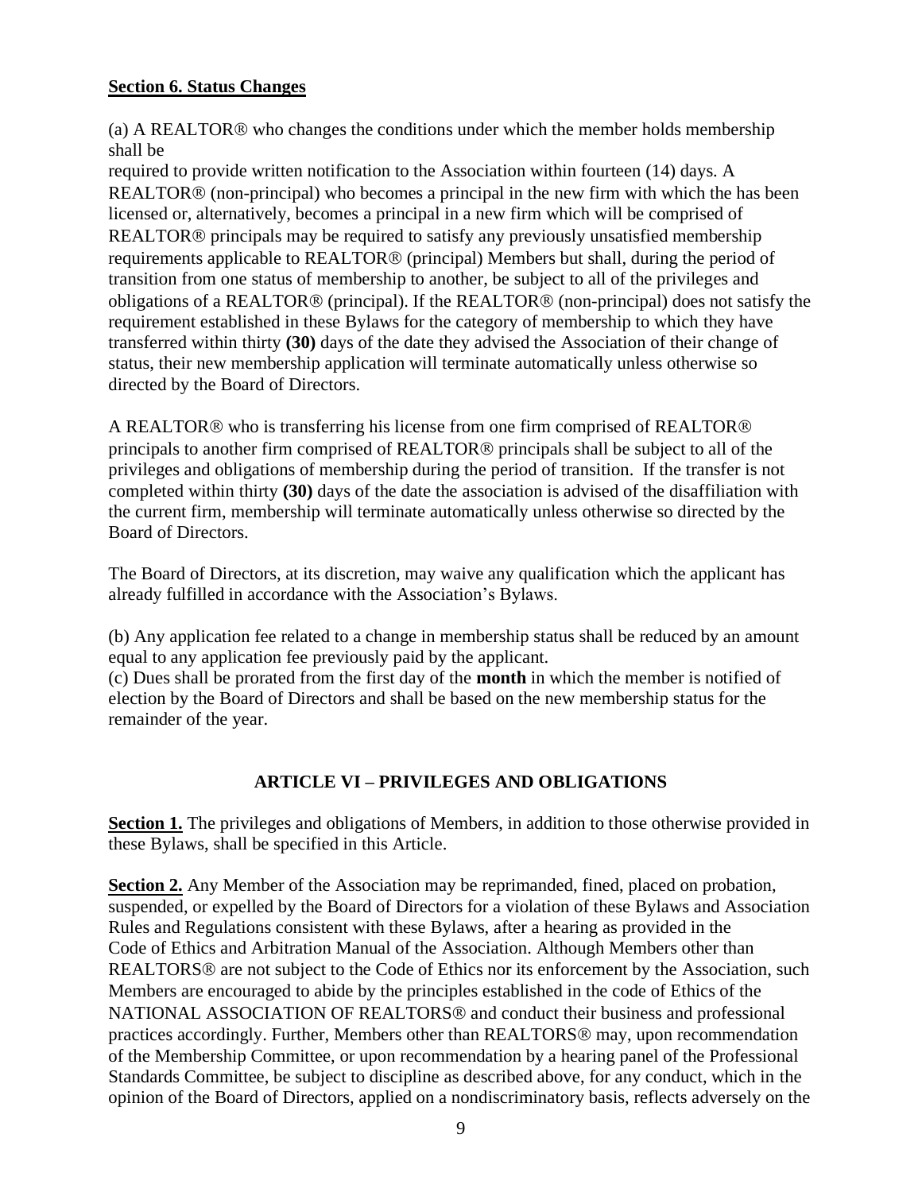**Section 6. Status Changes**

(a) A REALTOR® who changes the conditions under which the member holds membership shall be
required to provide written notification to the Association within fourteen (14) days. A REALTOR® (non-principal) who becomes a principal in the new firm with which the has been licensed or, alternatively, becomes a principal in a new firm which will be comprised of REALTOR® principals may be required to satisfy any previously unsatisfied membership requirements applicable to REALTOR® (principal) Members but shall, during the period of transition from one status of membership to another, be subject to all of the privileges and obligations of a REALTOR® (principal). If the REALTOR® (non-principal) does not satisfy the requirement established in these Bylaws for the category of membership to which they have transferred within thirty **(30)** days of the date they advised the Association of their change of status, their new membership application will terminate automatically unless otherwise so directed by the Board of Directors.

A REALTOR® who is transferring his license from one firm comprised of REALTOR® principals to another firm comprised of REALTOR® principals shall be subject to all of the privileges and obligations of membership during the period of transition. If the transfer is not completed within thirty **(30)** days of the date the association is advised of the disaffiliation with the current firm, membership will terminate automatically unless otherwise so directed by the Board of Directors.

The Board of Directors, at its discretion, may waive any qualification which the applicant has already fulfilled in accordance with the Association's Bylaws.

(b) Any application fee related to a change in membership status shall be reduced by an amount equal to any application fee previously paid by the applicant.
(c) Dues shall be prorated from the first day of the **month** in which the member is notified of election by the Board of Directors and shall be based on the new membership status for the remainder of the year.

## ARTICLE VI – PRIVILEGES AND OBLIGATIONS

**Section 1.** The privileges and obligations of Members, in addition to those otherwise provided in these Bylaws, shall be specified in this Article.

**Section 2.** Any Member of the Association may be reprimanded, fined, placed on probation, suspended, or expelled by the Board of Directors for a violation of these Bylaws and Association Rules and Regulations consistent with these Bylaws, after a hearing as provided in the Code of Ethics and Arbitration Manual of the Association. Although Members other than REALTORS® are not subject to the Code of Ethics nor its enforcement by the Association, such Members are encouraged to abide by the principles established in the code of Ethics of the NATIONAL ASSOCIATION OF REALTORS® and conduct their business and professional practices accordingly. Further, Members other than REALTORS® may, upon recommendation of the Membership Committee, or upon recommendation by a hearing panel of the Professional Standards Committee, be subject to discipline as described above, for any conduct, which in the opinion of the Board of Directors, applied on a nondiscriminatory basis, reflects adversely on the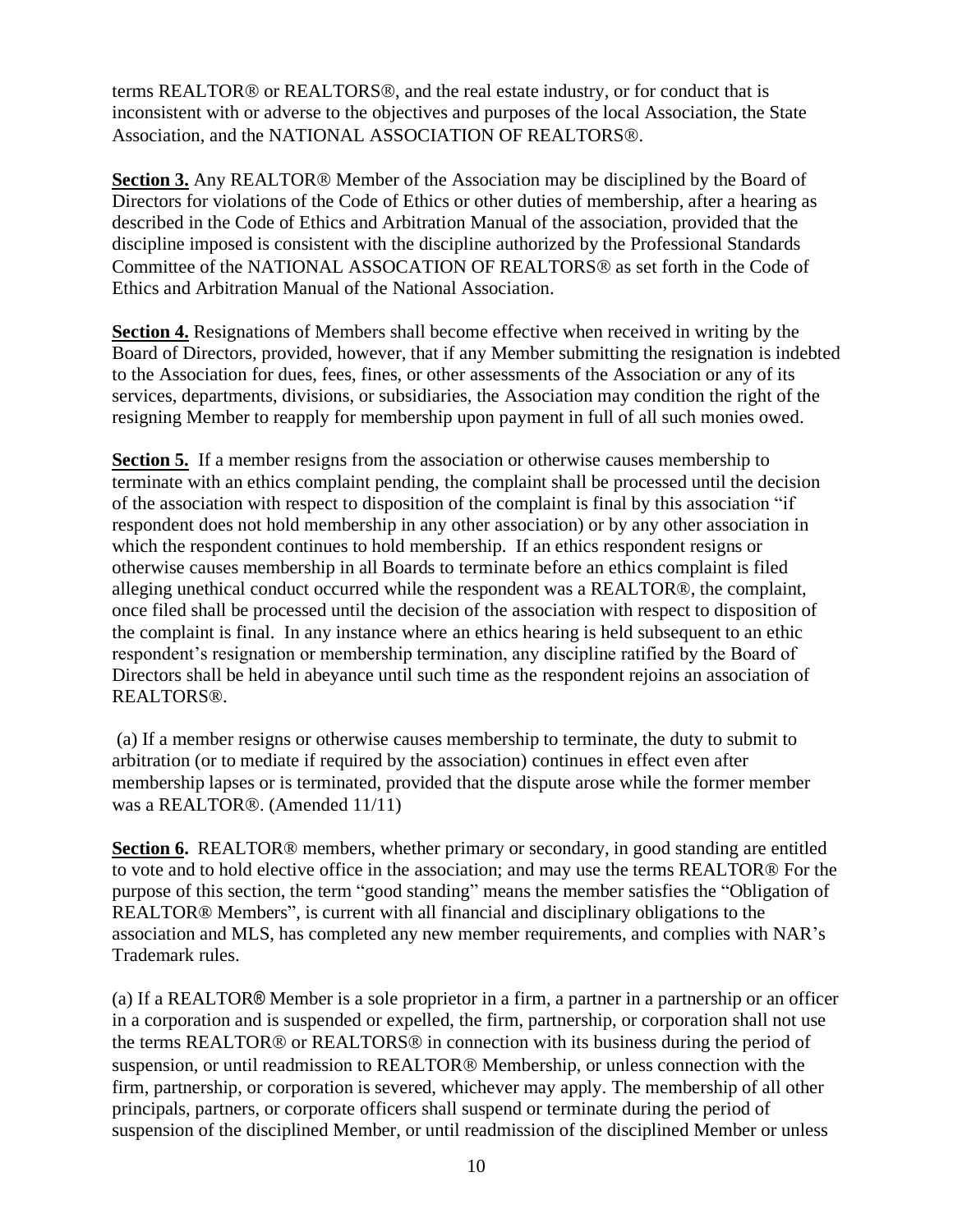terms REALTOR® or REALTORS®, and the real estate industry, or for conduct that is inconsistent with or adverse to the objectives and purposes of the local Association, the State Association, and the NATIONAL ASSOCIATION OF REALTORS®.

**Section 3.** Any REALTOR® Member of the Association may be disciplined by the Board of Directors for violations of the Code of Ethics or other duties of membership, after a hearing as described in the Code of Ethics and Arbitration Manual of the association, provided that the discipline imposed is consistent with the discipline authorized by the Professional Standards Committee of the NATIONAL ASSOCATION OF REALTORS® as set forth in the Code of Ethics and Arbitration Manual of the National Association.

**Section 4.** Resignations of Members shall become effective when received in writing by the Board of Directors, provided, however, that if any Member submitting the resignation is indebted to the Association for dues, fees, fines, or other assessments of the Association or any of its services, departments, divisions, or subsidiaries, the Association may condition the right of the resigning Member to reapply for membership upon payment in full of all such monies owed.

**Section 5.** If a member resigns from the association or otherwise causes membership to terminate with an ethics complaint pending, the complaint shall be processed until the decision of the association with respect to disposition of the complaint is final by this association "if respondent does not hold membership in any other association) or by any other association in which the respondent continues to hold membership. If an ethics respondent resigns or otherwise causes membership in all Boards to terminate before an ethics complaint is filed alleging unethical conduct occurred while the respondent was a REALTOR®, the complaint, once filed shall be processed until the decision of the association with respect to disposition of the complaint is final. In any instance where an ethics hearing is held subsequent to an ethic respondent's resignation or membership termination, any discipline ratified by the Board of Directors shall be held in abeyance until such time as the respondent rejoins an association of REALTORS®.

(a) If a member resigns or otherwise causes membership to terminate, the duty to submit to arbitration (or to mediate if required by the association) continues in effect even after membership lapses or is terminated, provided that the dispute arose while the former member was a REALTOR®. (Amended 11/11)

**Section 6.** REALTOR® members, whether primary or secondary, in good standing are entitled to vote and to hold elective office in the association; and may use the terms REALTOR® For the purpose of this section, the term "good standing" means the member satisfies the "Obligation of REALTOR® Members", is current with all financial and disciplinary obligations to the association and MLS, has completed any new member requirements, and complies with NAR's Trademark rules.

(a) If a REALTOR® Member is a sole proprietor in a firm, a partner in a partnership or an officer in a corporation and is suspended or expelled, the firm, partnership, or corporation shall not use the terms REALTOR® or REALTORS® in connection with its business during the period of suspension, or until readmission to REALTOR® Membership, or unless connection with the firm, partnership, or corporation is severed, whichever may apply. The membership of all other principals, partners, or corporate officers shall suspend or terminate during the period of suspension of the disciplined Member, or until readmission of the disciplined Member or unless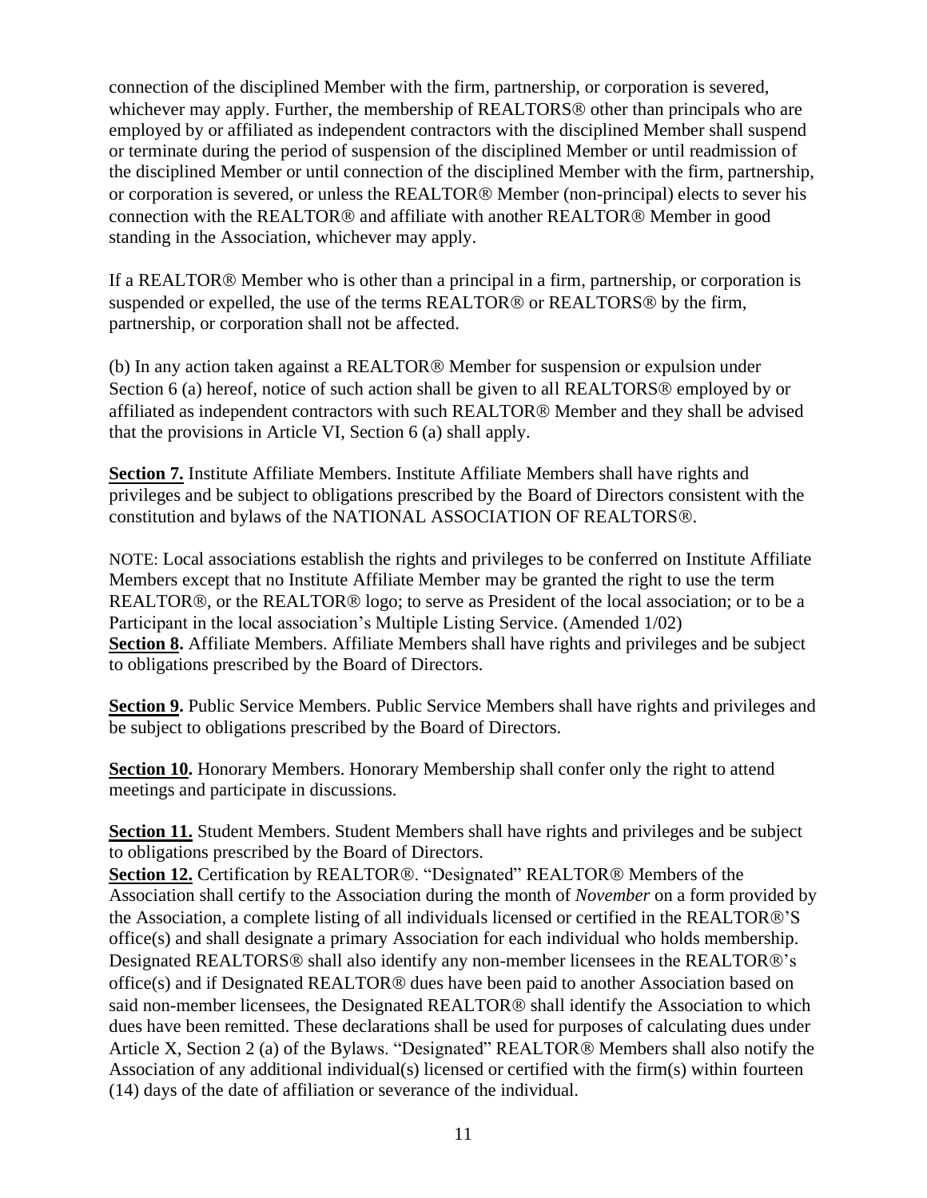connection of the disciplined Member with the firm, partnership, or corporation is severed, whichever may apply. Further, the membership of REALTORS® other than principals who are employed by or affiliated as independent contractors with the disciplined Member shall suspend or terminate during the period of suspension of the disciplined Member or until readmission of the disciplined Member or until connection of the disciplined Member with the firm, partnership, or corporation is severed, or unless the REALTOR® Member (non-principal) elects to sever his connection with the REALTOR® and affiliate with another REALTOR® Member in good standing in the Association, whichever may apply.

If a REALTOR® Member who is other than a principal in a firm, partnership, or corporation is suspended or expelled, the use of the terms REALTOR® or REALTORS® by the firm, partnership, or corporation shall not be affected.

(b) In any action taken against a REALTOR® Member for suspension or expulsion under Section 6 (a) hereof, notice of such action shall be given to all REALTORS® employed by or affiliated as independent contractors with such REALTOR® Member and they shall be advised that the provisions in Article VI, Section 6 (a) shall apply.

**Section 7.** Institute Affiliate Members. Institute Affiliate Members shall have rights and privileges and be subject to obligations prescribed by the Board of Directors consistent with the constitution and bylaws of the NATIONAL ASSOCIATION OF REALTORS®.

NOTE: Local associations establish the rights and privileges to be conferred on Institute Affiliate Members except that no Institute Affiliate Member may be granted the right to use the term REALTOR®, or the REALTOR® logo; to serve as President of the local association; or to be a Participant in the local association's Multiple Listing Service. (Amended 1/02)

**Section 8.** Affiliate Members. Affiliate Members shall have rights and privileges and be subject to obligations prescribed by the Board of Directors.

**Section 9.** Public Service Members. Public Service Members shall have rights and privileges and be subject to obligations prescribed by the Board of Directors.

**Section 10.** Honorary Members. Honorary Membership shall confer only the right to attend meetings and participate in discussions.

**Section 11.** Student Members. Student Members shall have rights and privileges and be subject to obligations prescribed by the Board of Directors.

**Section 12.** Certification by REALTOR®. "Designated" REALTOR® Members of the Association shall certify to the Association during the month of *November* on a form provided by the Association, a complete listing of all individuals licensed or certified in the REALTOR®'S office(s) and shall designate a primary Association for each individual who holds membership. Designated REALTORS® shall also identify any non-member licensees in the REALTOR®'s office(s) and if Designated REALTOR® dues have been paid to another Association based on said non-member licensees, the Designated REALTOR® shall identify the Association to which dues have been remitted. These declarations shall be used for purposes of calculating dues under Article X, Section 2 (a) of the Bylaws. "Designated" REALTOR® Members shall also notify the Association of any additional individual(s) licensed or certified with the firm(s) within fourteen (14) days of the date of affiliation or severance of the individual.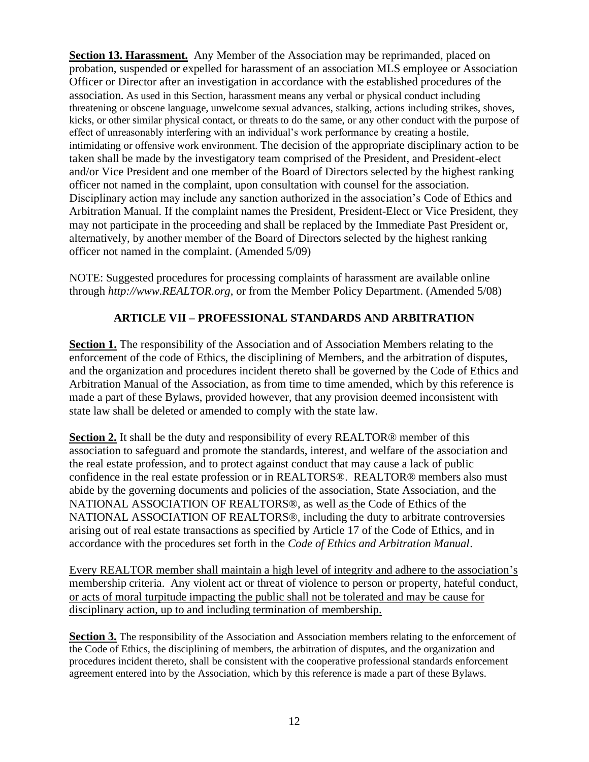**Section 13. Harassment.** Any Member of the Association may be reprimanded, placed on probation, suspended or expelled for harassment of an association MLS employee or Association Officer or Director after an investigation in accordance with the established procedures of the association. As used in this Section, harassment means any verbal or physical conduct including threatening or obscene language, unwelcome sexual advances, stalking, actions including strikes, shoves, kicks, or other similar physical contact, or threats to do the same, or any other conduct with the purpose of effect of unreasonably interfering with an individual's work performance by creating a hostile, intimidating or offensive work environment. The decision of the appropriate disciplinary action to be taken shall be made by the investigatory team comprised of the President, and President-elect and/or Vice President and one member of the Board of Directors selected by the highest ranking officer not named in the complaint, upon consultation with counsel for the association. Disciplinary action may include any sanction authorized in the association's Code of Ethics and Arbitration Manual. If the complaint names the President, President-Elect or Vice President, they may not participate in the proceeding and shall be replaced by the Immediate Past President or, alternatively, by another member of the Board of Directors selected by the highest ranking officer not named in the complaint. (Amended 5/09)

NOTE: Suggested procedures for processing complaints of harassment are available online through *http://www.REALTOR.org*, or from the Member Policy Department. (Amended 5/08)

## ARTICLE VII – PROFESSIONAL STANDARDS AND ARBITRATION

**Section 1.** The responsibility of the Association and of Association Members relating to the enforcement of the code of Ethics, the disciplining of Members, and the arbitration of disputes, and the organization and procedures incident thereto shall be governed by the Code of Ethics and Arbitration Manual of the Association, as from time to time amended, which by this reference is made a part of these Bylaws, provided however, that any provision deemed inconsistent with state law shall be deleted or amended to comply with the state law.

**Section 2.** It shall be the duty and responsibility of every REALTOR® member of this association to safeguard and promote the standards, interest, and welfare of the association and the real estate profession, and to protect against conduct that may cause a lack of public confidence in the real estate profession or in REALTORS®. REALTOR® members also must abide by the governing documents and policies of the association, State Association, and the NATIONAL ASSOCIATION OF REALTORS®, as well as the Code of Ethics of the NATIONAL ASSOCIATION OF REALTORS®, including the duty to arbitrate controversies arising out of real estate transactions as specified by Article 17 of the Code of Ethics, and in accordance with the procedures set forth in the *Code of Ethics and Arbitration Manual*.

Every REALTOR member shall maintain a high level of integrity and adhere to the association's membership criteria. Any violent act or threat of violence to person or property, hateful conduct, or acts of moral turpitude impacting the public shall not be tolerated and may be cause for disciplinary action, up to and including termination of membership.

**Section 3.** The responsibility of the Association and Association members relating to the enforcement of the Code of Ethics, the disciplining of members, the arbitration of disputes, and the organization and procedures incident thereto, shall be consistent with the cooperative professional standards enforcement agreement entered into by the Association, which by this reference is made a part of these Bylaws.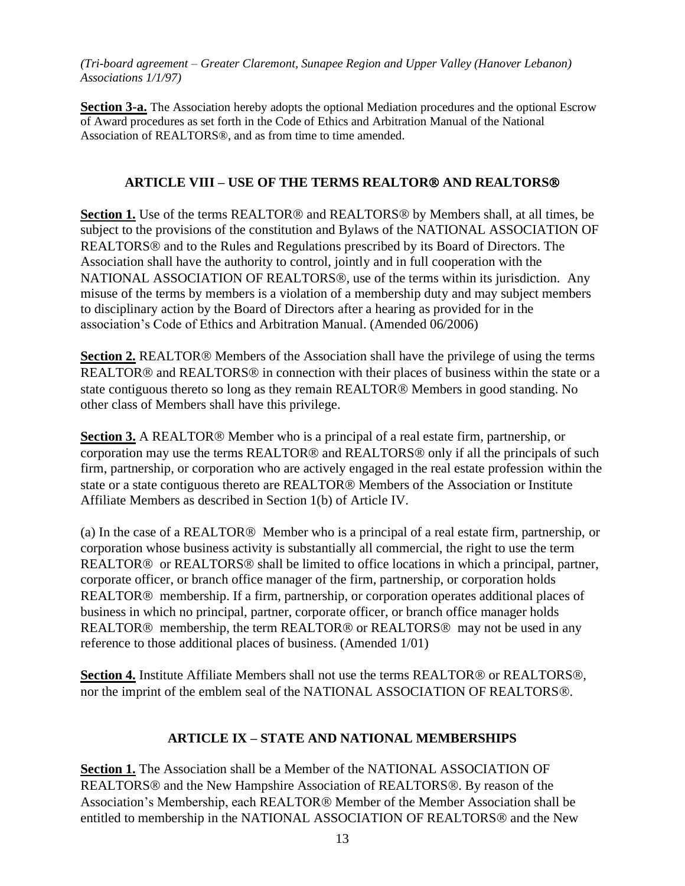*(Tri-board agreement – Greater Claremont, Sunapee Region and Upper Valley (Hanover Lebanon) Associations 1/1/97)*

**Section 3-a.** The Association hereby adopts the optional Mediation procedures and the optional Escrow of Award procedures as set forth in the Code of Ethics and Arbitration Manual of the National Association of REALTORS®, and as from time to time amended.

## ARTICLE VIII – USE OF THE TERMS REALTOR® AND REALTORS®

**Section 1.** Use of the terms REALTOR® and REALTORS® by Members shall, at all times, be subject to the provisions of the constitution and Bylaws of the NATIONAL ASSOCIATION OF REALTORS® and to the Rules and Regulations prescribed by its Board of Directors. The Association shall have the authority to control, jointly and in full cooperation with the NATIONAL ASSOCIATION OF REALTORS®, use of the terms within its jurisdiction. Any misuse of the terms by members is a violation of a membership duty and may subject members to disciplinary action by the Board of Directors after a hearing as provided for in the association's Code of Ethics and Arbitration Manual. (Amended 06/2006)

**Section 2.** REALTOR® Members of the Association shall have the privilege of using the terms REALTOR® and REALTORS® in connection with their places of business within the state or a state contiguous thereto so long as they remain REALTOR® Members in good standing. No other class of Members shall have this privilege.

**Section 3.** A REALTOR® Member who is a principal of a real estate firm, partnership, or corporation may use the terms REALTOR® and REALTORS® only if all the principals of such firm, partnership, or corporation who are actively engaged in the real estate profession within the state or a state contiguous thereto are REALTOR® Members of the Association or Institute Affiliate Members as described in Section 1(b) of Article IV.

(a) In the case of a REALTOR® Member who is a principal of a real estate firm, partnership, or corporation whose business activity is substantially all commercial, the right to use the term REALTOR® or REALTORS® shall be limited to office locations in which a principal, partner, corporate officer, or branch office manager of the firm, partnership, or corporation holds REALTOR® membership. If a firm, partnership, or corporation operates additional places of business in which no principal, partner, corporate officer, or branch office manager holds REALTOR® membership, the term REALTOR® or REALTORS® may not be used in any reference to those additional places of business. (Amended 1/01)

**Section 4.** Institute Affiliate Members shall not use the terms REALTOR® or REALTORS®, nor the imprint of the emblem seal of the NATIONAL ASSOCIATION OF REALTORS®.

## ARTICLE IX – STATE AND NATIONAL MEMBERSHIPS

**Section 1.** The Association shall be a Member of the NATIONAL ASSOCIATION OF REALTORS® and the New Hampshire Association of REALTORS®. By reason of the Association's Membership, each REALTOR® Member of the Member Association shall be entitled to membership in the NATIONAL ASSOCIATION OF REALTORS® and the New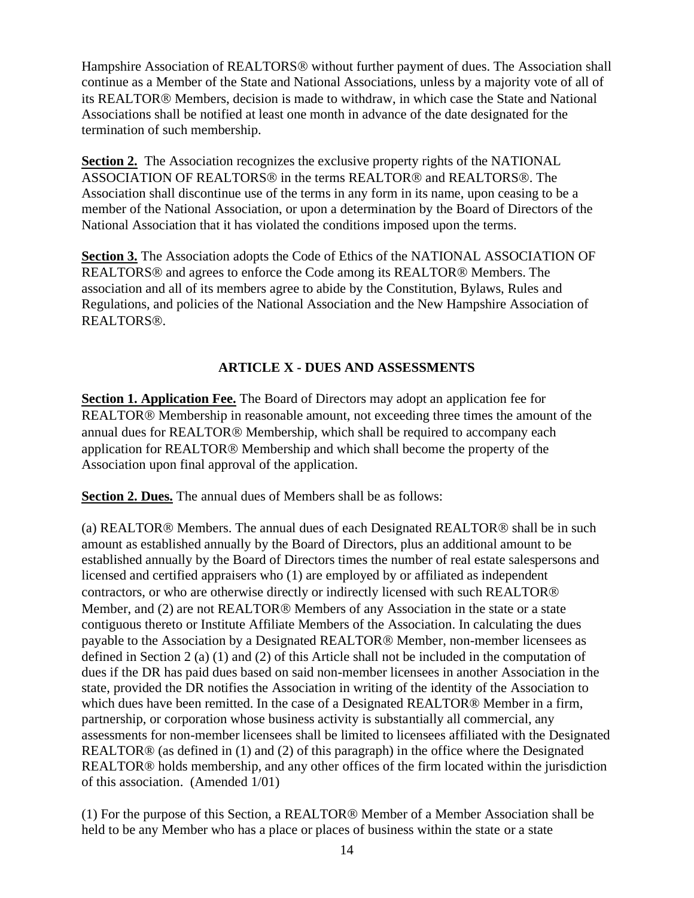Hampshire Association of REALTORS® without further payment of dues. The Association shall continue as a Member of the State and National Associations, unless by a majority vote of all of its REALTOR® Members, decision is made to withdraw, in which case the State and National Associations shall be notified at least one month in advance of the date designated for the termination of such membership.

**Section 2.** The Association recognizes the exclusive property rights of the NATIONAL ASSOCIATION OF REALTORS® in the terms REALTOR® and REALTORS®. The Association shall discontinue use of the terms in any form in its name, upon ceasing to be a member of the National Association, or upon a determination by the Board of Directors of the National Association that it has violated the conditions imposed upon the terms.

**Section 3.** The Association adopts the Code of Ethics of the NATIONAL ASSOCIATION OF REALTORS® and agrees to enforce the Code among its REALTOR® Members. The association and all of its members agree to abide by the Constitution, Bylaws, Rules and Regulations, and policies of the National Association and the New Hampshire Association of REALTORS®.

## ARTICLE X - DUES AND ASSESSMENTS

**Section 1. Application Fee.** The Board of Directors may adopt an application fee for REALTOR® Membership in reasonable amount, not exceeding three times the amount of the annual dues for REALTOR® Membership, which shall be required to accompany each application for REALTOR® Membership and which shall become the property of the Association upon final approval of the application.

**Section 2. Dues.** The annual dues of Members shall be as follows:

(a) REALTOR® Members. The annual dues of each Designated REALTOR® shall be in such amount as established annually by the Board of Directors, plus an additional amount to be established annually by the Board of Directors times the number of real estate salespersons and licensed and certified appraisers who (1) are employed by or affiliated as independent contractors, or who are otherwise directly or indirectly licensed with such REALTOR® Member, and (2) are not REALTOR® Members of any Association in the state or a state contiguous thereto or Institute Affiliate Members of the Association. In calculating the dues payable to the Association by a Designated REALTOR® Member, non-member licensees as defined in Section 2 (a) (1) and (2) of this Article shall not be included in the computation of dues if the DR has paid dues based on said non-member licensees in another Association in the state, provided the DR notifies the Association in writing of the identity of the Association to which dues have been remitted. In the case of a Designated REALTOR® Member in a firm, partnership, or corporation whose business activity is substantially all commercial, any assessments for non-member licensees shall be limited to licensees affiliated with the Designated REALTOR® (as defined in (1) and (2) of this paragraph) in the office where the Designated REALTOR® holds membership, and any other offices of the firm located within the jurisdiction of this association. (Amended 1/01)

(1) For the purpose of this Section, a REALTOR® Member of a Member Association shall be held to be any Member who has a place or places of business within the state or a state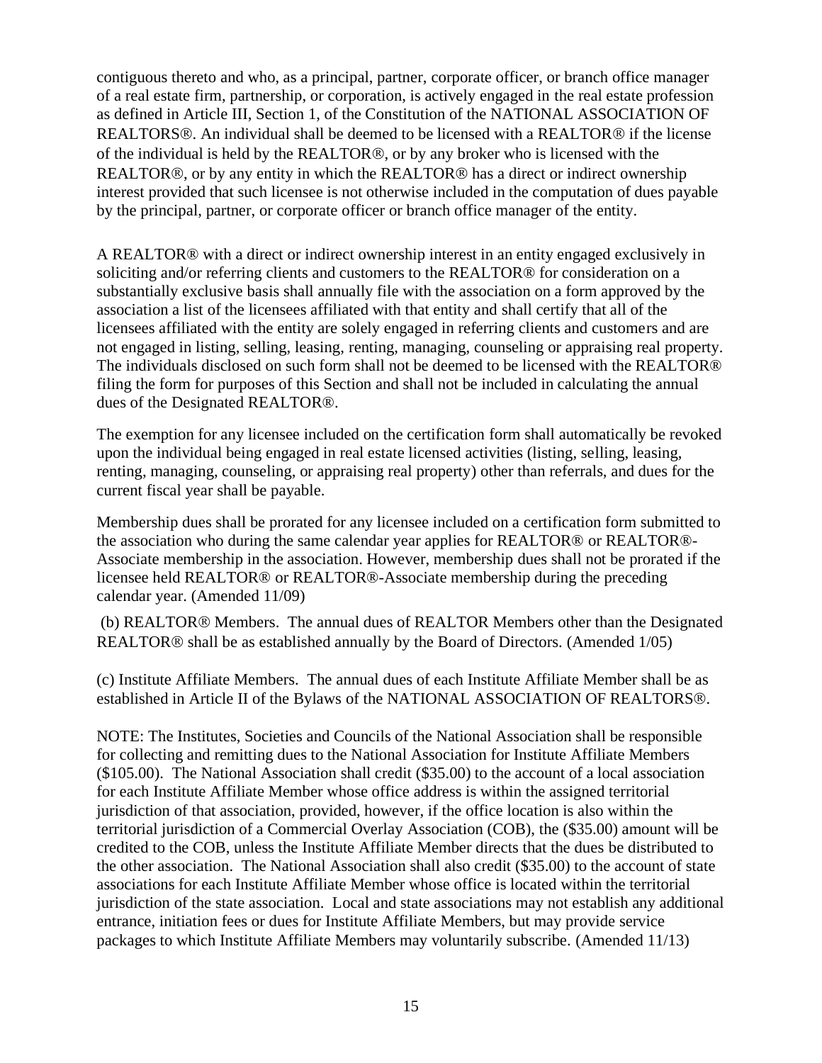contiguous thereto and who, as a principal, partner, corporate officer, or branch office manager of a real estate firm, partnership, or corporation, is actively engaged in the real estate profession as defined in Article III, Section 1, of the Constitution of the NATIONAL ASSOCIATION OF REALTORS®. An individual shall be deemed to be licensed with a REALTOR® if the license of the individual is held by the REALTOR®, or by any broker who is licensed with the REALTOR®, or by any entity in which the REALTOR® has a direct or indirect ownership interest provided that such licensee is not otherwise included in the computation of dues payable by the principal, partner, or corporate officer or branch office manager of the entity.

A REALTOR® with a direct or indirect ownership interest in an entity engaged exclusively in soliciting and/or referring clients and customers to the REALTOR® for consideration on a substantially exclusive basis shall annually file with the association on a form approved by the association a list of the licensees affiliated with that entity and shall certify that all of the licensees affiliated with the entity are solely engaged in referring clients and customers and are not engaged in listing, selling, leasing, renting, managing, counseling or appraising real property. The individuals disclosed on such form shall not be deemed to be licensed with the REALTOR® filing the form for purposes of this Section and shall not be included in calculating the annual dues of the Designated REALTOR®.

The exemption for any licensee included on the certification form shall automatically be revoked upon the individual being engaged in real estate licensed activities (listing, selling, leasing, renting, managing, counseling, or appraising real property) other than referrals, and dues for the current fiscal year shall be payable.

Membership dues shall be prorated for any licensee included on a certification form submitted to the association who during the same calendar year applies for REALTOR® or REALTOR®-Associate membership in the association. However, membership dues shall not be prorated if the licensee held REALTOR® or REALTOR®-Associate membership during the preceding calendar year. (Amended 11/09)

(b) REALTOR® Members. The annual dues of REALTOR Members other than the Designated REALTOR® shall be as established annually by the Board of Directors. (Amended 1/05)

(c) Institute Affiliate Members. The annual dues of each Institute Affiliate Member shall be as established in Article II of the Bylaws of the NATIONAL ASSOCIATION OF REALTORS®.

NOTE: The Institutes, Societies and Councils of the National Association shall be responsible for collecting and remitting dues to the National Association for Institute Affiliate Members ($105.00). The National Association shall credit ($35.00) to the account of a local association for each Institute Affiliate Member whose office address is within the assigned territorial jurisdiction of that association, provided, however, if the office location is also within the territorial jurisdiction of a Commercial Overlay Association (COB), the ($35.00) amount will be credited to the COB, unless the Institute Affiliate Member directs that the dues be distributed to the other association. The National Association shall also credit ($35.00) to the account of state associations for each Institute Affiliate Member whose office is located within the territorial jurisdiction of the state association. Local and state associations may not establish any additional entrance, initiation fees or dues for Institute Affiliate Members, but may provide service packages to which Institute Affiliate Members may voluntarily subscribe. (Amended 11/13)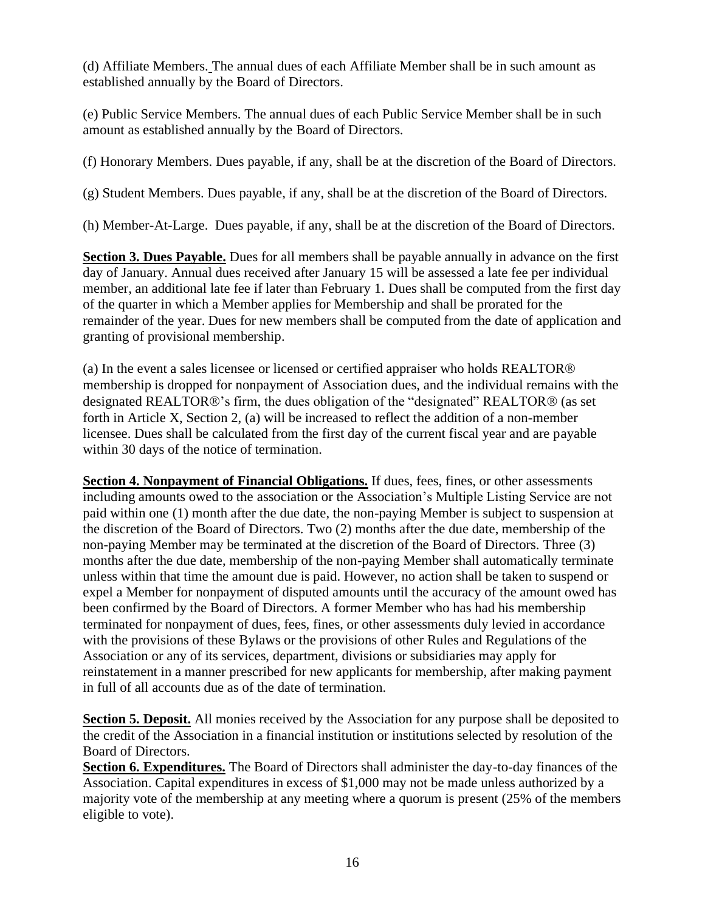(d) Affiliate Members. The annual dues of each Affiliate Member shall be in such amount as established annually by the Board of Directors.

(e) Public Service Members. The annual dues of each Public Service Member shall be in such amount as established annually by the Board of Directors.

(f) Honorary Members. Dues payable, if any, shall be at the discretion of the Board of Directors.

(g) Student Members. Dues payable, if any, shall be at the discretion of the Board of Directors.

(h) Member-At-Large. Dues payable, if any, shall be at the discretion of the Board of Directors.

**Section 3. Dues Payable.** Dues for all members shall be payable annually in advance on the first day of January. Annual dues received after January 15 will be assessed a late fee per individual member, an additional late fee if later than February 1. Dues shall be computed from the first day of the quarter in which a Member applies for Membership and shall be prorated for the remainder of the year. Dues for new members shall be computed from the date of application and granting of provisional membership.

(a) In the event a sales licensee or licensed or certified appraiser who holds REALTOR® membership is dropped for nonpayment of Association dues, and the individual remains with the designated REALTOR®'s firm, the dues obligation of the "designated" REALTOR® (as set forth in Article X, Section 2, (a) will be increased to reflect the addition of a non-member licensee. Dues shall be calculated from the first day of the current fiscal year and are payable within 30 days of the notice of termination.

**Section 4. Nonpayment of Financial Obligations.** If dues, fees, fines, or other assessments including amounts owed to the association or the Association's Multiple Listing Service are not paid within one (1) month after the due date, the non-paying Member is subject to suspension at the discretion of the Board of Directors. Two (2) months after the due date, membership of the non-paying Member may be terminated at the discretion of the Board of Directors. Three (3) months after the due date, membership of the non-paying Member shall automatically terminate unless within that time the amount due is paid. However, no action shall be taken to suspend or expel a Member for nonpayment of disputed amounts until the accuracy of the amount owed has been confirmed by the Board of Directors. A former Member who has had his membership terminated for nonpayment of dues, fees, fines, or other assessments duly levied in accordance with the provisions of these Bylaws or the provisions of other Rules and Regulations of the Association or any of its services, department, divisions or subsidiaries may apply for reinstatement in a manner prescribed for new applicants for membership, after making payment in full of all accounts due as of the date of termination.

**Section 5. Deposit.** All monies received by the Association for any purpose shall be deposited to the credit of the Association in a financial institution or institutions selected by resolution of the Board of Directors.

**Section 6. Expenditures.** The Board of Directors shall administer the day-to-day finances of the Association. Capital expenditures in excess of $1,000 may not be made unless authorized by a majority vote of the membership at any meeting where a quorum is present (25% of the members eligible to vote).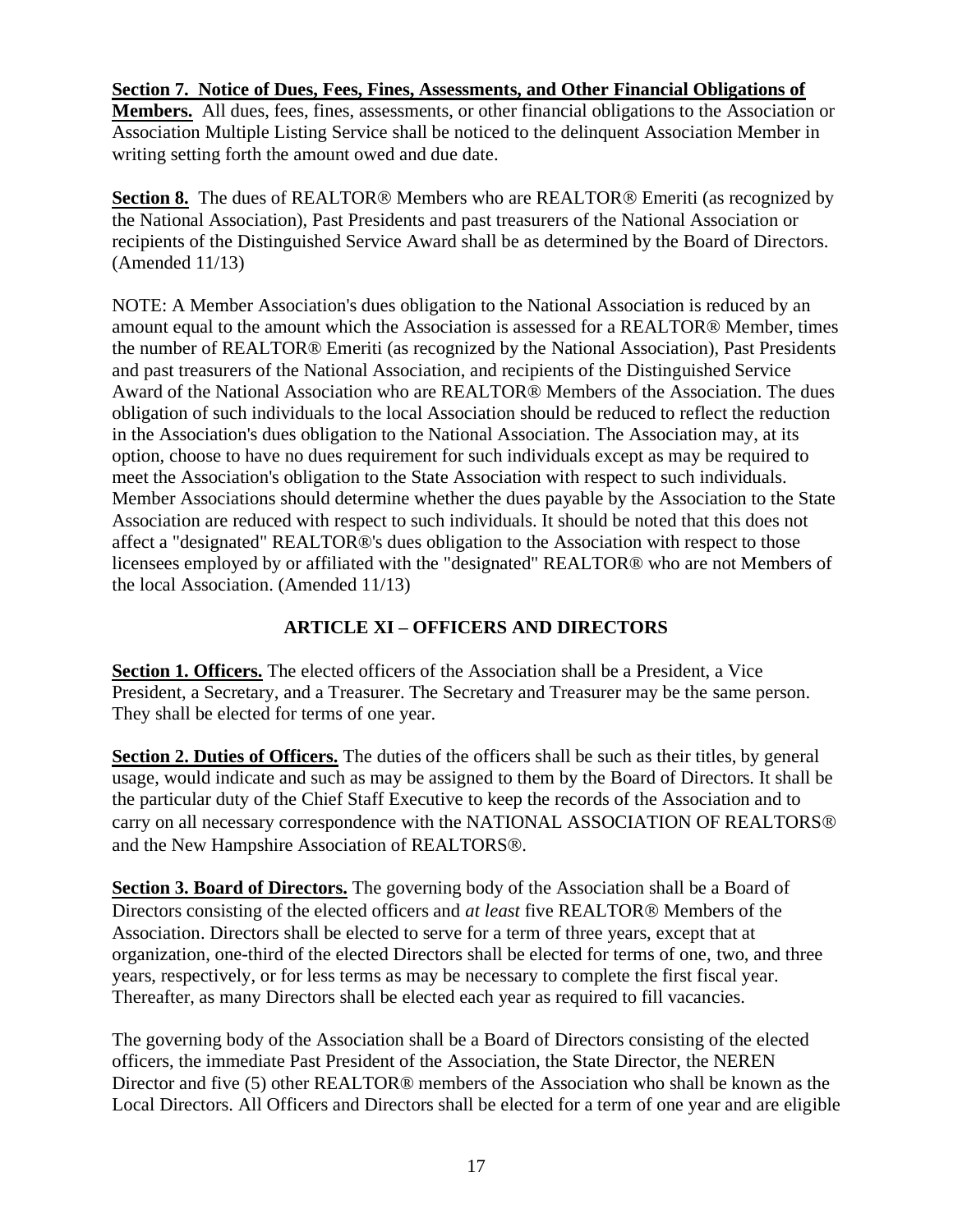**Section 7. Notice of Dues, Fees, Fines, Assessments, and Other Financial Obligations of Members.** All dues, fees, fines, assessments, or other financial obligations to the Association or Association Multiple Listing Service shall be noticed to the delinquent Association Member in writing setting forth the amount owed and due date.

**Section 8.** The dues of REALTOR® Members who are REALTOR® Emeriti (as recognized by the National Association), Past Presidents and past treasurers of the National Association or recipients of the Distinguished Service Award shall be as determined by the Board of Directors. (Amended 11/13)

NOTE: A Member Association's dues obligation to the National Association is reduced by an amount equal to the amount which the Association is assessed for a REALTOR® Member, times the number of REALTOR® Emeriti (as recognized by the National Association), Past Presidents and past treasurers of the National Association, and recipients of the Distinguished Service Award of the National Association who are REALTOR® Members of the Association. The dues obligation of such individuals to the local Association should be reduced to reflect the reduction in the Association's dues obligation to the National Association. The Association may, at its option, choose to have no dues requirement for such individuals except as may be required to meet the Association's obligation to the State Association with respect to such individuals. Member Associations should determine whether the dues payable by the Association to the State Association are reduced with respect to such individuals. It should be noted that this does not affect a "designated" REALTOR®'s dues obligation to the Association with respect to those licensees employed by or affiliated with the "designated" REALTOR® who are not Members of the local Association. (Amended 11/13)

## ARTICLE XI – OFFICERS AND DIRECTORS

**Section 1. Officers.** The elected officers of the Association shall be a President, a Vice President, a Secretary, and a Treasurer. The Secretary and Treasurer may be the same person. They shall be elected for terms of one year.

**Section 2. Duties of Officers.** The duties of the officers shall be such as their titles, by general usage, would indicate and such as may be assigned to them by the Board of Directors. It shall be the particular duty of the Chief Staff Executive to keep the records of the Association and to carry on all necessary correspondence with the NATIONAL ASSOCIATION OF REALTORS® and the New Hampshire Association of REALTORS®.

**Section 3. Board of Directors.** The governing body of the Association shall be a Board of Directors consisting of the elected officers and *at least* five REALTOR® Members of the Association. Directors shall be elected to serve for a term of three years, except that at organization, one-third of the elected Directors shall be elected for terms of one, two, and three years, respectively, or for less terms as may be necessary to complete the first fiscal year. Thereafter, as many Directors shall be elected each year as required to fill vacancies.

The governing body of the Association shall be a Board of Directors consisting of the elected officers, the immediate Past President of the Association, the State Director, the NEREN Director and five (5) other REALTOR® members of the Association who shall be known as the Local Directors. All Officers and Directors shall be elected for a term of one year and are eligible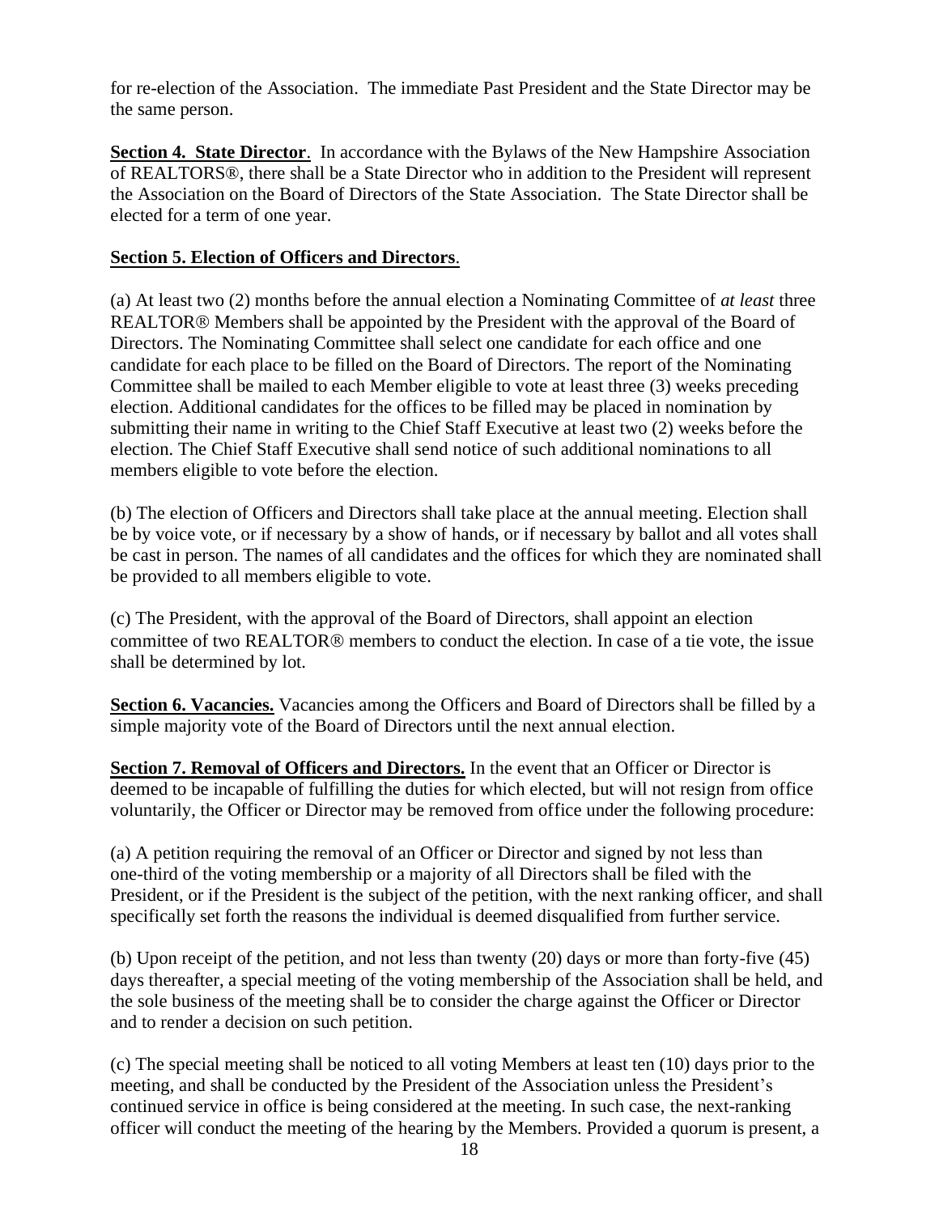for re-election of the Association. The immediate Past President and the State Director may be the same person.

**Section 4. State Director**. In accordance with the Bylaws of the New Hampshire Association of REALTORS®, there shall be a State Director who in addition to the President will represent the Association on the Board of Directors of the State Association. The State Director shall be elected for a term of one year.

**Section 5. Election of Officers and Directors**.

(a) At least two (2) months before the annual election a Nominating Committee of *at least* three REALTOR® Members shall be appointed by the President with the approval of the Board of Directors. The Nominating Committee shall select one candidate for each office and one candidate for each place to be filled on the Board of Directors. The report of the Nominating Committee shall be mailed to each Member eligible to vote at least three (3) weeks preceding election. Additional candidates for the offices to be filled may be placed in nomination by submitting their name in writing to the Chief Staff Executive at least two (2) weeks before the election. The Chief Staff Executive shall send notice of such additional nominations to all members eligible to vote before the election.

(b) The election of Officers and Directors shall take place at the annual meeting. Election shall be by voice vote, or if necessary by a show of hands, or if necessary by ballot and all votes shall be cast in person. The names of all candidates and the offices for which they are nominated shall be provided to all members eligible to vote.

(c) The President, with the approval of the Board of Directors, shall appoint an election committee of two REALTOR® members to conduct the election. In case of a tie vote, the issue shall be determined by lot.

**Section 6. Vacancies.** Vacancies among the Officers and Board of Directors shall be filled by a simple majority vote of the Board of Directors until the next annual election.

**Section 7. Removal of Officers and Directors.** In the event that an Officer or Director is deemed to be incapable of fulfilling the duties for which elected, but will not resign from office voluntarily, the Officer or Director may be removed from office under the following procedure:

(a) A petition requiring the removal of an Officer or Director and signed by not less than one-third of the voting membership or a majority of all Directors shall be filed with the President, or if the President is the subject of the petition, with the next ranking officer, and shall specifically set forth the reasons the individual is deemed disqualified from further service.

(b) Upon receipt of the petition, and not less than twenty (20) days or more than forty-five (45) days thereafter, a special meeting of the voting membership of the Association shall be held, and the sole business of the meeting shall be to consider the charge against the Officer or Director and to render a decision on such petition.

(c) The special meeting shall be noticed to all voting Members at least ten (10) days prior to the meeting, and shall be conducted by the President of the Association unless the President's continued service in office is being considered at the meeting. In such case, the next-ranking officer will conduct the meeting of the hearing by the Members. Provided a quorum is present, a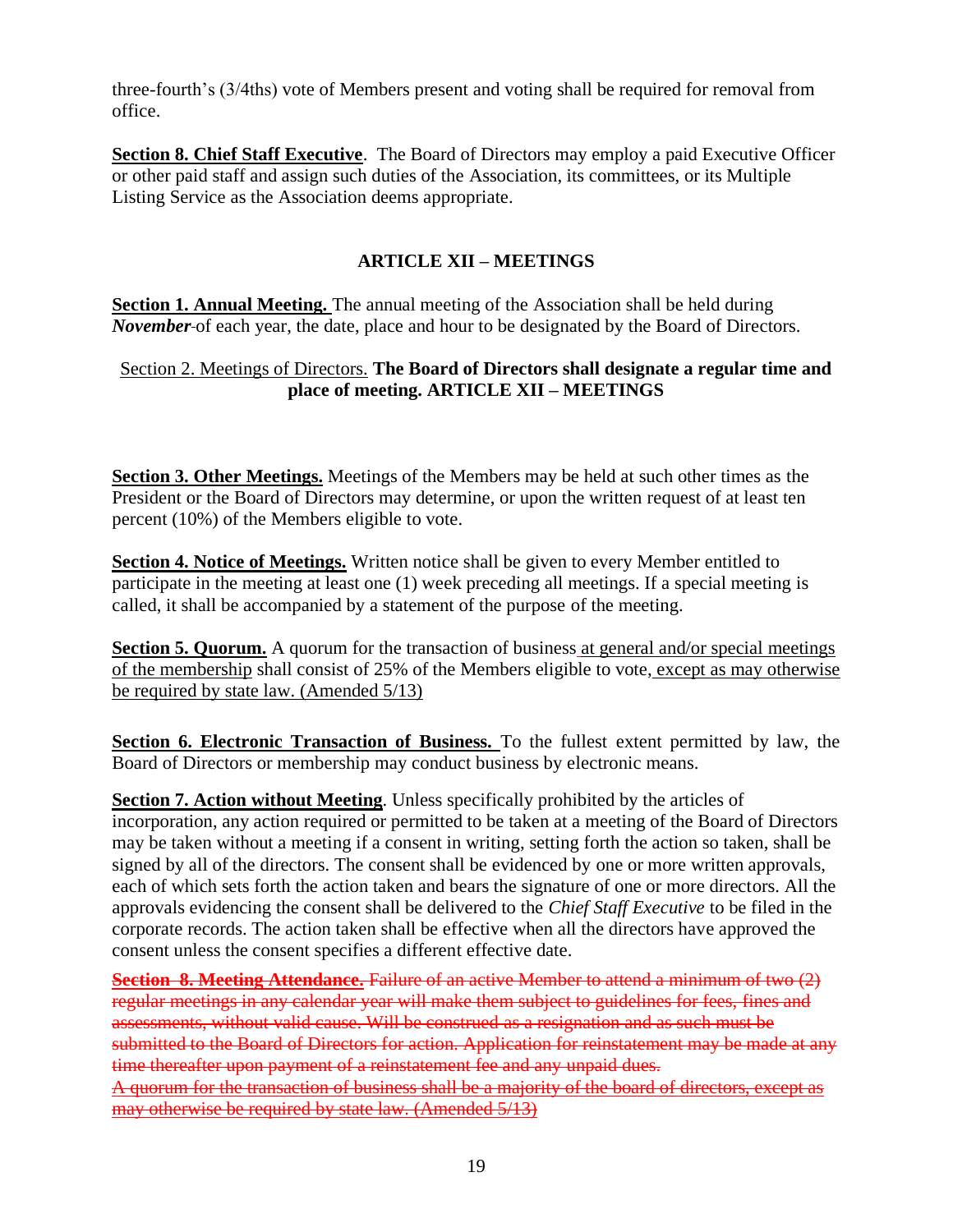three-fourth's (3/4ths) vote of Members present and voting shall be required for removal from office.

**Section 8. Chief Staff Executive**. The Board of Directors may employ a paid Executive Officer or other paid staff and assign such duties of the Association, its committees, or its Multiple Listing Service as the Association deems appropriate.

## ARTICLE XII – MEETINGS

**Section 1. Annual Meeting.** The annual meeting of the Association shall be held during ***November*** of each year, the date, place and hour to be designated by the Board of Directors.

Section 2. Meetings of Directors. **The Board of Directors shall designate a regular time and place of meeting. ARTICLE XII – MEETINGS**

**Section 3. Other Meetings.** Meetings of the Members may be held at such other times as the President or the Board of Directors may determine, or upon the written request of at least ten percent (10%) of the Members eligible to vote.

**Section 4. Notice of Meetings.** Written notice shall be given to every Member entitled to participate in the meeting at least one (1) week preceding all meetings. If a special meeting is called, it shall be accompanied by a statement of the purpose of the meeting.

**Section 5. Quorum.** A quorum for the transaction of business at general and/or special meetings of the membership shall consist of 25% of the Members eligible to vote, except as may otherwise be required by state law. (Amended 5/13)

**Section 6. Electronic Transaction of Business.** To the fullest extent permitted by law, the Board of Directors or membership may conduct business by electronic means.

**Section 7. Action without Meeting**. Unless specifically prohibited by the articles of incorporation, any action required or permitted to be taken at a meeting of the Board of Directors may be taken without a meeting if a consent in writing, setting forth the action so taken, shall be signed by all of the directors. The consent shall be evidenced by one or more written approvals, each of which sets forth the action taken and bears the signature of one or more directors. All the approvals evidencing the consent shall be delivered to the *Chief Staff Executive* to be filed in the corporate records. The action taken shall be effective when all the directors have approved the consent unless the consent specifies a different effective date.

~~**Section 8. Meeting Attendance.** Failure of an active Member to attend a minimum of two (2) regular meetings in any calendar year will make them subject to guidelines for fees, fines and assessments, without valid cause. Will be construed as a resignation and as such must be submitted to the Board of Directors for action. Application for reinstatement may be made at any time thereafter upon payment of a reinstatement fee and any unpaid dues.~~
~~A quorum for the transaction of business shall be a majority of the board of directors, except as may otherwise be required by state law. (Amended 5/13)~~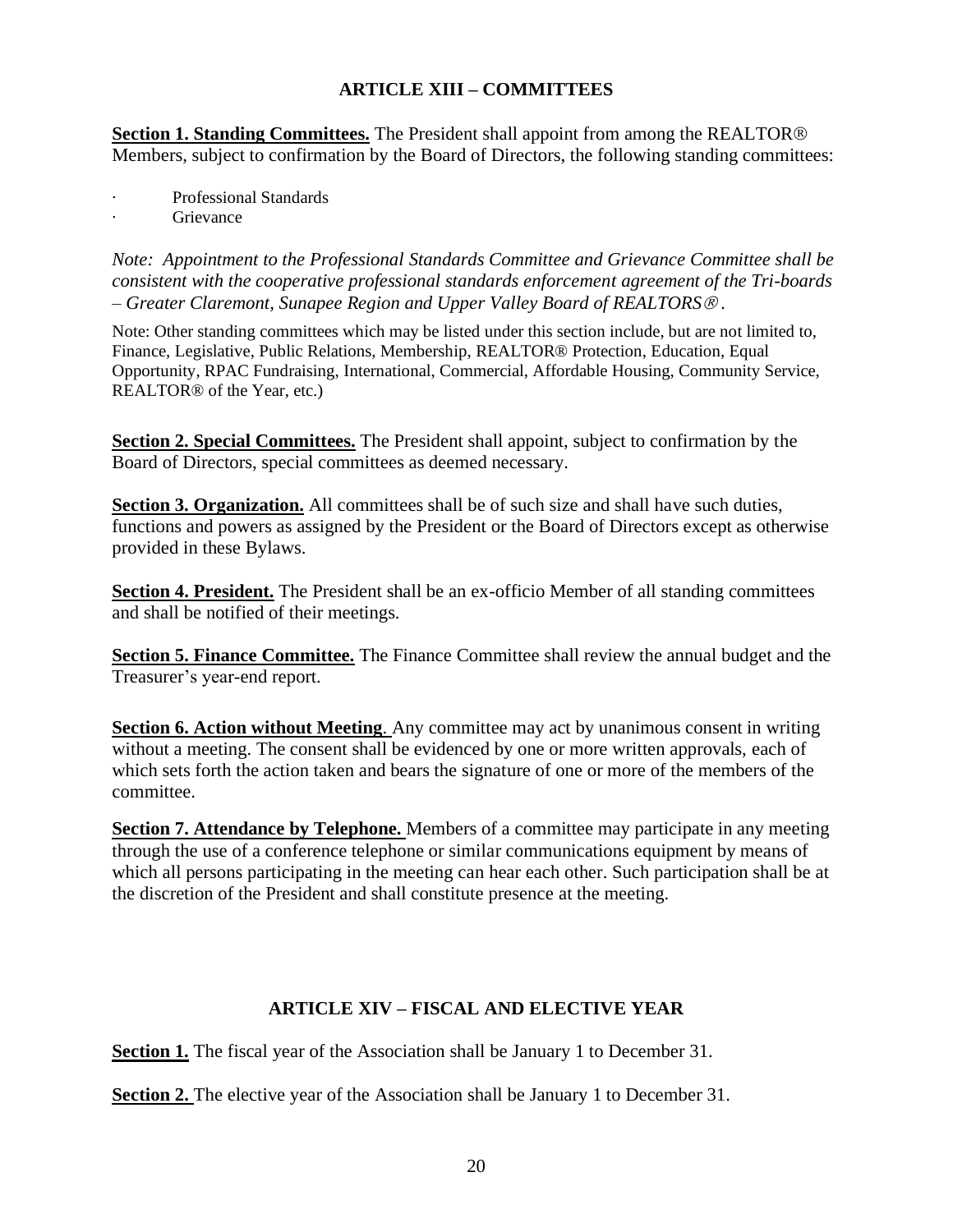## ARTICLE XIII – COMMITTEES

**Section 1. Standing Committees.** The President shall appoint from among the REALTOR® Members, subject to confirmation by the Board of Directors, the following standing committees:

- Professional Standards
- Grievance

*Note: Appointment to the Professional Standards Committee and Grievance Committee shall be consistent with the cooperative professional standards enforcement agreement of the Tri-boards – Greater Claremont, Sunapee Region and Upper Valley Board of REALTORS®.*

Note: Other standing committees which may be listed under this section include, but are not limited to, Finance, Legislative, Public Relations, Membership, REALTOR® Protection, Education, Equal Opportunity, RPAC Fundraising, International, Commercial, Affordable Housing, Community Service, REALTOR® of the Year, etc.)

**Section 2. Special Committees.** The President shall appoint, subject to confirmation by the Board of Directors, special committees as deemed necessary.

**Section 3. Organization.** All committees shall be of such size and shall have such duties, functions and powers as assigned by the President or the Board of Directors except as otherwise provided in these Bylaws.

**Section 4. President.** The President shall be an ex-officio Member of all standing committees and shall be notified of their meetings.

**Section 5. Finance Committee.** The Finance Committee shall review the annual budget and the Treasurer's year-end report.

**Section 6. Action without Meeting**. Any committee may act by unanimous consent in writing without a meeting. The consent shall be evidenced by one or more written approvals, each of which sets forth the action taken and bears the signature of one or more of the members of the committee.

**Section 7. Attendance by Telephone.** Members of a committee may participate in any meeting through the use of a conference telephone or similar communications equipment by means of which all persons participating in the meeting can hear each other. Such participation shall be at the discretion of the President and shall constitute presence at the meeting.

## ARTICLE XIV – FISCAL AND ELECTIVE YEAR

**Section 1.** The fiscal year of the Association shall be January 1 to December 31.

**Section 2.** The elective year of the Association shall be January 1 to December 31.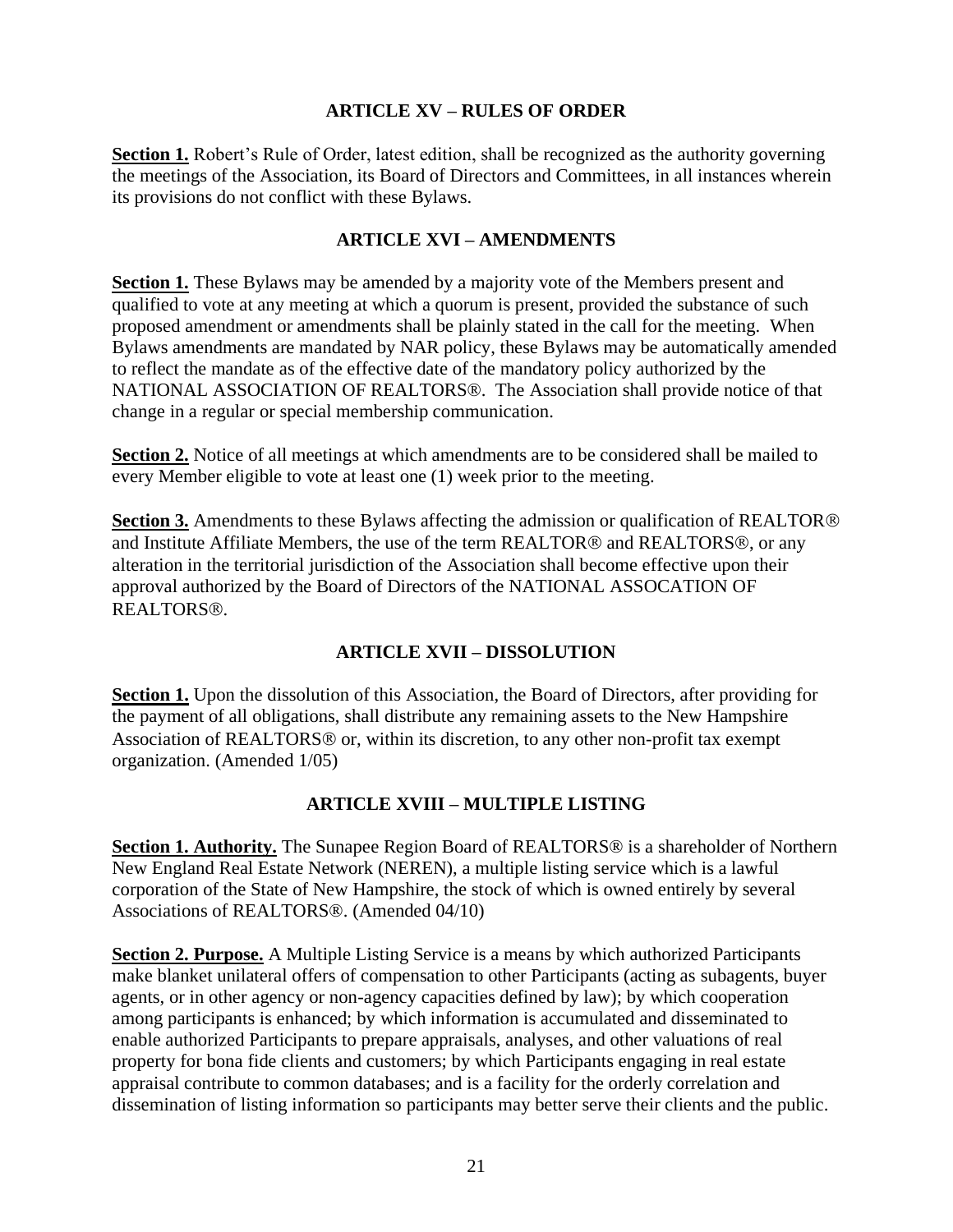## ARTICLE XV – RULES OF ORDER

**Section 1.** Robert's Rule of Order, latest edition, shall be recognized as the authority governing the meetings of the Association, its Board of Directors and Committees, in all instances wherein its provisions do not conflict with these Bylaws.

## ARTICLE XVI – AMENDMENTS

**Section 1.** These Bylaws may be amended by a majority vote of the Members present and qualified to vote at any meeting at which a quorum is present, provided the substance of such proposed amendment or amendments shall be plainly stated in the call for the meeting. When Bylaws amendments are mandated by NAR policy, these Bylaws may be automatically amended to reflect the mandate as of the effective date of the mandatory policy authorized by the NATIONAL ASSOCIATION OF REALTORS®. The Association shall provide notice of that change in a regular or special membership communication.

**Section 2.** Notice of all meetings at which amendments are to be considered shall be mailed to every Member eligible to vote at least one (1) week prior to the meeting.

**Section 3.** Amendments to these Bylaws affecting the admission or qualification of REALTOR® and Institute Affiliate Members, the use of the term REALTOR® and REALTORS®, or any alteration in the territorial jurisdiction of the Association shall become effective upon their approval authorized by the Board of Directors of the NATIONAL ASSOCATION OF REALTORS®.

## ARTICLE XVII – DISSOLUTION

**Section 1.** Upon the dissolution of this Association, the Board of Directors, after providing for the payment of all obligations, shall distribute any remaining assets to the New Hampshire Association of REALTORS® or, within its discretion, to any other non-profit tax exempt organization. (Amended 1/05)

## ARTICLE XVIII – MULTIPLE LISTING

**Section 1. Authority.** The Sunapee Region Board of REALTORS® is a shareholder of Northern New England Real Estate Network (NEREN), a multiple listing service which is a lawful corporation of the State of New Hampshire, the stock of which is owned entirely by several Associations of REALTORS®. (Amended 04/10)

**Section 2. Purpose.** A Multiple Listing Service is a means by which authorized Participants make blanket unilateral offers of compensation to other Participants (acting as subagents, buyer agents, or in other agency or non-agency capacities defined by law); by which cooperation among participants is enhanced; by which information is accumulated and disseminated to enable authorized Participants to prepare appraisals, analyses, and other valuations of real property for bona fide clients and customers; by which Participants engaging in real estate appraisal contribute to common databases; and is a facility for the orderly correlation and dissemination of listing information so participants may better serve their clients and the public.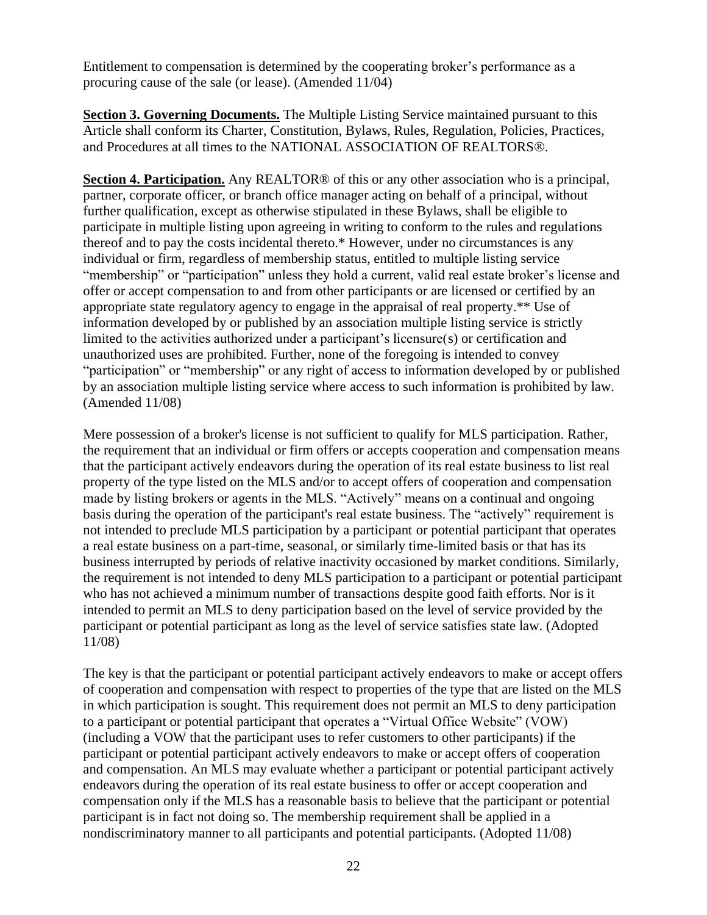Entitlement to compensation is determined by the cooperating broker's performance as a procuring cause of the sale (or lease). (Amended 11/04)

**Section 3. Governing Documents.** The Multiple Listing Service maintained pursuant to this Article shall conform its Charter, Constitution, Bylaws, Rules, Regulation, Policies, Practices, and Procedures at all times to the NATIONAL ASSOCIATION OF REALTORS®.

**Section 4. Participation.** Any REALTOR® of this or any other association who is a principal, partner, corporate officer, or branch office manager acting on behalf of a principal, without further qualification, except as otherwise stipulated in these Bylaws, shall be eligible to participate in multiple listing upon agreeing in writing to conform to the rules and regulations thereof and to pay the costs incidental thereto.* However, under no circumstances is any individual or firm, regardless of membership status, entitled to multiple listing service "membership" or "participation" unless they hold a current, valid real estate broker's license and offer or accept compensation to and from other participants or are licensed or certified by an appropriate state regulatory agency to engage in the appraisal of real property.** Use of information developed by or published by an association multiple listing service is strictly limited to the activities authorized under a participant's licensure(s) or certification and unauthorized uses are prohibited. Further, none of the foregoing is intended to convey "participation" or "membership" or any right of access to information developed by or published by an association multiple listing service where access to such information is prohibited by law. (Amended 11/08)

Mere possession of a broker's license is not sufficient to qualify for MLS participation. Rather, the requirement that an individual or firm offers or accepts cooperation and compensation means that the participant actively endeavors during the operation of its real estate business to list real property of the type listed on the MLS and/or to accept offers of cooperation and compensation made by listing brokers or agents in the MLS. "Actively" means on a continual and ongoing basis during the operation of the participant's real estate business. The "actively" requirement is not intended to preclude MLS participation by a participant or potential participant that operates a real estate business on a part-time, seasonal, or similarly time-limited basis or that has its business interrupted by periods of relative inactivity occasioned by market conditions. Similarly, the requirement is not intended to deny MLS participation to a participant or potential participant who has not achieved a minimum number of transactions despite good faith efforts. Nor is it intended to permit an MLS to deny participation based on the level of service provided by the participant or potential participant as long as the level of service satisfies state law. (Adopted 11/08)

The key is that the participant or potential participant actively endeavors to make or accept offers of cooperation and compensation with respect to properties of the type that are listed on the MLS in which participation is sought. This requirement does not permit an MLS to deny participation to a participant or potential participant that operates a "Virtual Office Website" (VOW) (including a VOW that the participant uses to refer customers to other participants) if the participant or potential participant actively endeavors to make or accept offers of cooperation and compensation. An MLS may evaluate whether a participant or potential participant actively endeavors during the operation of its real estate business to offer or accept cooperation and compensation only if the MLS has a reasonable basis to believe that the participant or potential participant is in fact not doing so. The membership requirement shall be applied in a nondiscriminatory manner to all participants and potential participants. (Adopted 11/08)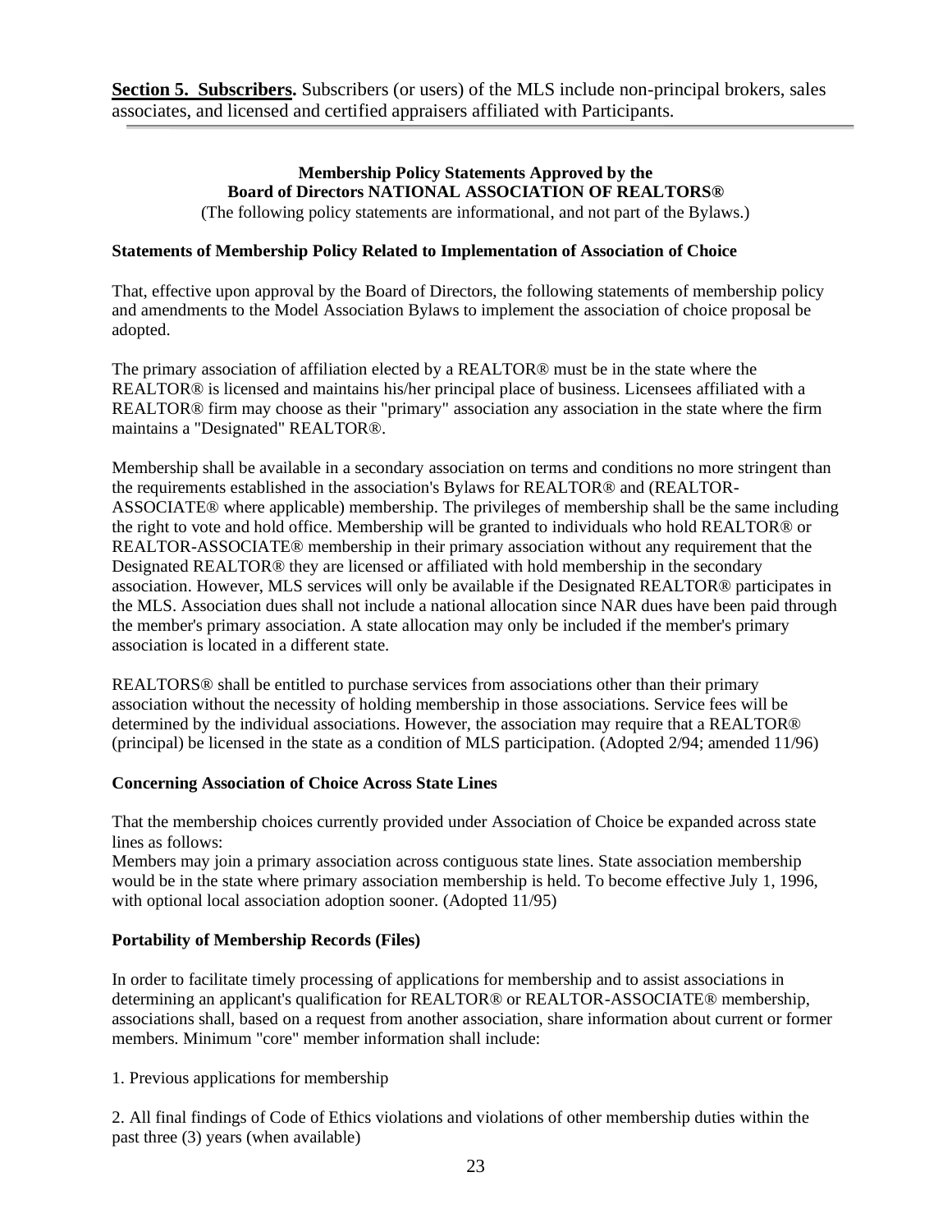**<u>Section 5. Subscribers.</u>** Subscribers (or users) of the MLS include non-principal brokers, sales associates, and licensed and certified appraisers affiliated with Participants.

---

**Membership Policy Statements Approved by the**
**Board of Directors NATIONAL ASSOCIATION OF REALTORS®**

(The following policy statements are informational, and not part of the Bylaws.)

**Statements of Membership Policy Related to Implementation of Association of Choice**

That, effective upon approval by the Board of Directors, the following statements of membership policy and amendments to the Model Association Bylaws to implement the association of choice proposal be adopted.

The primary association of affiliation elected by a REALTOR® must be in the state where the REALTOR® is licensed and maintains his/her principal place of business. Licensees affiliated with a REALTOR® firm may choose as their "primary" association any association in the state where the firm maintains a "Designated" REALTOR®.

Membership shall be available in a secondary association on terms and conditions no more stringent than the requirements established in the association's Bylaws for REALTOR® and (REALTOR-ASSOCIATE® where applicable) membership. The privileges of membership shall be the same including the right to vote and hold office. Membership will be granted to individuals who hold REALTOR® or REALTOR-ASSOCIATE® membership in their primary association without any requirement that the Designated REALTOR® they are licensed or affiliated with hold membership in the secondary association. However, MLS services will only be available if the Designated REALTOR® participates in the MLS. Association dues shall not include a national allocation since NAR dues have been paid through the member's primary association. A state allocation may only be included if the member's primary association is located in a different state.

REALTORS® shall be entitled to purchase services from associations other than their primary association without the necessity of holding membership in those associations. Service fees will be determined by the individual associations. However, the association may require that a REALTOR® (principal) be licensed in the state as a condition of MLS participation. (Adopted 2/94; amended 11/96)

**Concerning Association of Choice Across State Lines**

That the membership choices currently provided under Association of Choice be expanded across state lines as follows:
Members may join a primary association across contiguous state lines. State association membership would be in the state where primary association membership is held. To become effective July 1, 1996, with optional local association adoption sooner. (Adopted 11/95)

**Portability of Membership Records (Files)**

In order to facilitate timely processing of applications for membership and to assist associations in determining an applicant's qualification for REALTOR® or REALTOR-ASSOCIATE® membership, associations shall, based on a request from another association, share information about current or former members. Minimum "core" member information shall include:

1. Previous applications for membership

2. All final findings of Code of Ethics violations and violations of other membership duties within the past three (3) years (when available)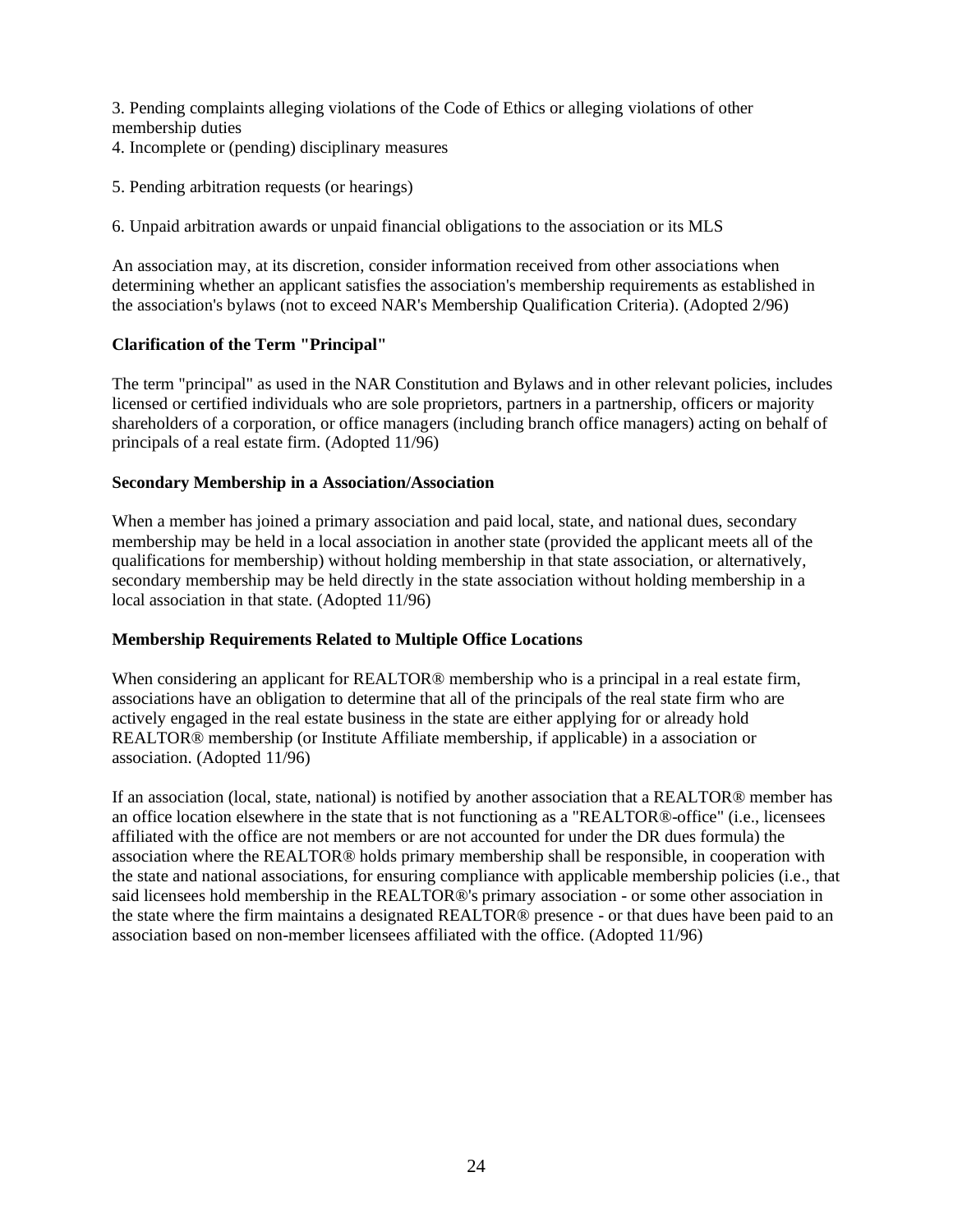3. Pending complaints alleging violations of the Code of Ethics or alleging violations of other membership duties
4. Incomplete or (pending) disciplinary measures

5. Pending arbitration requests (or hearings)

6. Unpaid arbitration awards or unpaid financial obligations to the association or its MLS

An association may, at its discretion, consider information received from other associations when determining whether an applicant satisfies the association's membership requirements as established in the association's bylaws (not to exceed NAR's Membership Qualification Criteria). (Adopted 2/96)

**Clarification of the Term "Principal"**

The term "principal" as used in the NAR Constitution and Bylaws and in other relevant policies, includes licensed or certified individuals who are sole proprietors, partners in a partnership, officers or majority shareholders of a corporation, or office managers (including branch office managers) acting on behalf of principals of a real estate firm. (Adopted 11/96)

**Secondary Membership in a Association/Association**

When a member has joined a primary association and paid local, state, and national dues, secondary membership may be held in a local association in another state (provided the applicant meets all of the qualifications for membership) without holding membership in that state association, or alternatively, secondary membership may be held directly in the state association without holding membership in a local association in that state. (Adopted 11/96)

**Membership Requirements Related to Multiple Office Locations**

When considering an applicant for REALTOR® membership who is a principal in a real estate firm, associations have an obligation to determine that all of the principals of the real state firm who are actively engaged in the real estate business in the state are either applying for or already hold REALTOR® membership (or Institute Affiliate membership, if applicable) in a association or association. (Adopted 11/96)

If an association (local, state, national) is notified by another association that a REALTOR® member has an office location elsewhere in the state that is not functioning as a "REALTOR®-office" (i.e., licensees affiliated with the office are not members or are not accounted for under the DR dues formula) the association where the REALTOR® holds primary membership shall be responsible, in cooperation with the state and national associations, for ensuring compliance with applicable membership policies (i.e., that said licensees hold membership in the REALTOR®'s primary association - or some other association in the state where the firm maintains a designated REALTOR® presence - or that dues have been paid to an association based on non-member licensees affiliated with the office. (Adopted 11/96)